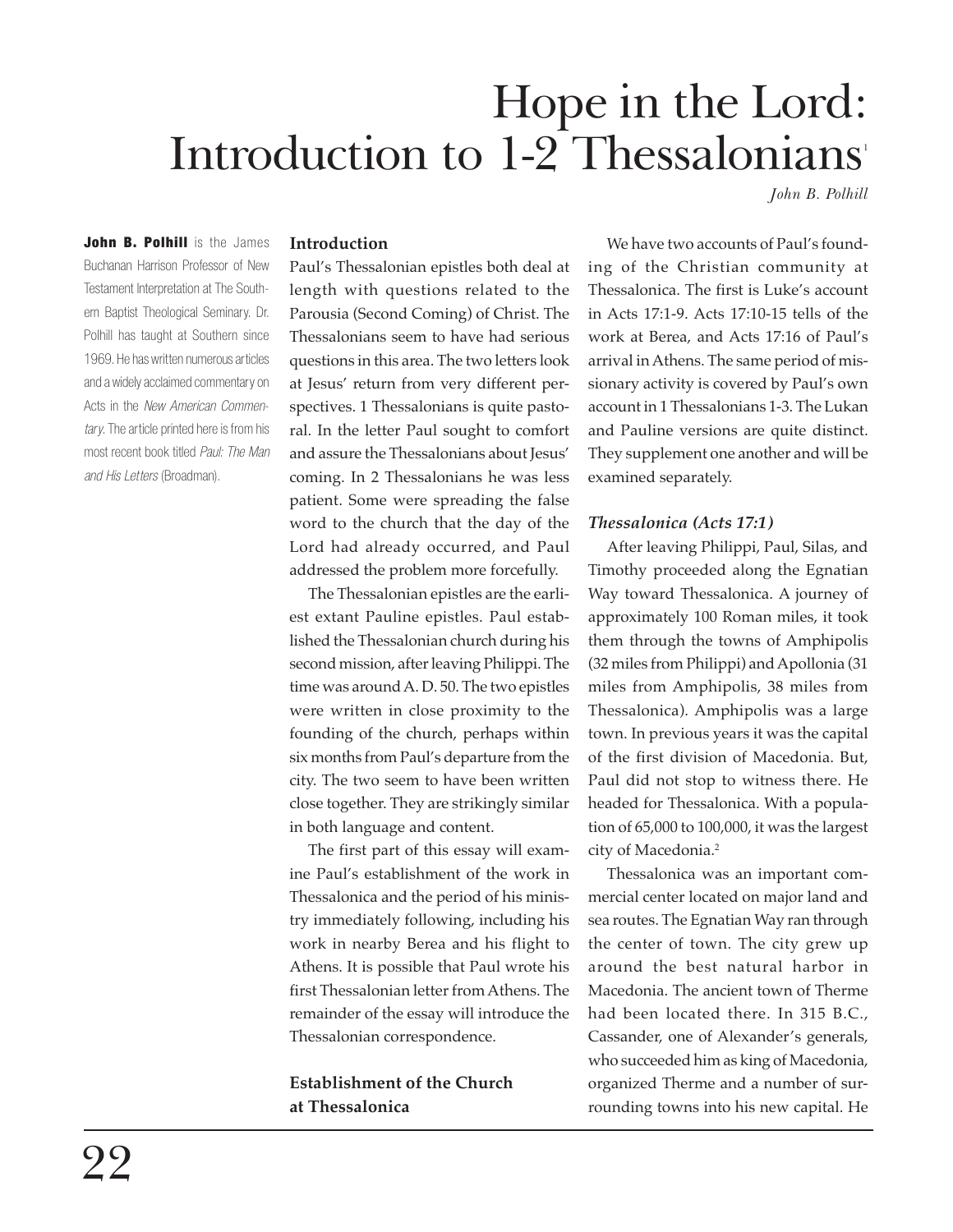# Hope in the Lord: Introduction to 1-2 Thessalonians[1]

*John B. Polhill*

**John B. Polhill** is the James Buchanan Harrison Professor of New Testament Interpretation at The Southern Baptist Theological Seminary. Dr. Polhill has taught at Southern since 1969. He has written numerous articles and a widely acclaimed commentary on Acts in the *New American Commentary*. The article printed here is from his most recent book titled *Paul: The Man and His Letters* (Broadman).

## Introduction

Paul's Thessalonian epistles both deal at length with questions related to the Parousia (Second Coming) of Christ. The Thessalonians seem to have had serious questions in this area. The two letters look at Jesus' return from very different perspectives. 1 Thessalonians is quite pastoral. In the letter Paul sought to comfort and assure the Thessalonians about Jesus' coming. In 2 Thessalonians he was less patient. Some were spreading the false word to the church that the day of the Lord had already occurred, and Paul addressed the problem more forcefully.

The Thessalonian epistles are the earliest extant Pauline epistles. Paul established the Thessalonian church during his second mission, after leaving Philippi. The time was around A. D. 50. The two epistles were written in close proximity to the founding of the church, perhaps within six months from Paul's departure from the city. The two seem to have been written close together. They are strikingly similar in both language and content.

The first part of this essay will examine Paul's establishment of the work in Thessalonica and the period of his ministry immediately following, including his work in nearby Berea and his flight to Athens. It is possible that Paul wrote his first Thessalonian letter from Athens. The remainder of the essay will introduce the Thessalonian correspondence.

## Establishment of the Church at Thessalonica

We have two accounts of Paul's founding of the Christian community at Thessalonica. The first is Luke's account in Acts 17:1-9. Acts 17:10-15 tells of the work at Berea, and Acts 17:16 of Paul's arrival in Athens. The same period of missionary activity is covered by Paul's own account in 1 Thessalonians 1-3. The Lukan and Pauline versions are quite distinct. They supplement one another and will be examined separately.

### *Thessalonica (Acts 17:1)*

After leaving Philippi, Paul, Silas, and Timothy proceeded along the Egnatian Way toward Thessalonica. A journey of approximately 100 Roman miles, it took them through the towns of Amphipolis (32 miles from Philippi) and Apollonia (31 miles from Amphipolis, 38 miles from Thessalonica). Amphipolis was a large town. In previous years it was the capital of the first division of Macedonia. But, Paul did not stop to witness there. He headed for Thessalonica. With a population of 65,000 to 100,000, it was the largest city of Macedonia.[2]

Thessalonica was an important commercial center located on major land and sea routes. The Egnatian Way ran through the center of town. The city grew up around the best natural harbor in Macedonia. The ancient town of Therme had been located there. In 315 B.C., Cassander, one of Alexander's generals, who succeeded him as king of Macedonia, organized Therme and a number of surrounding towns into his new capital. He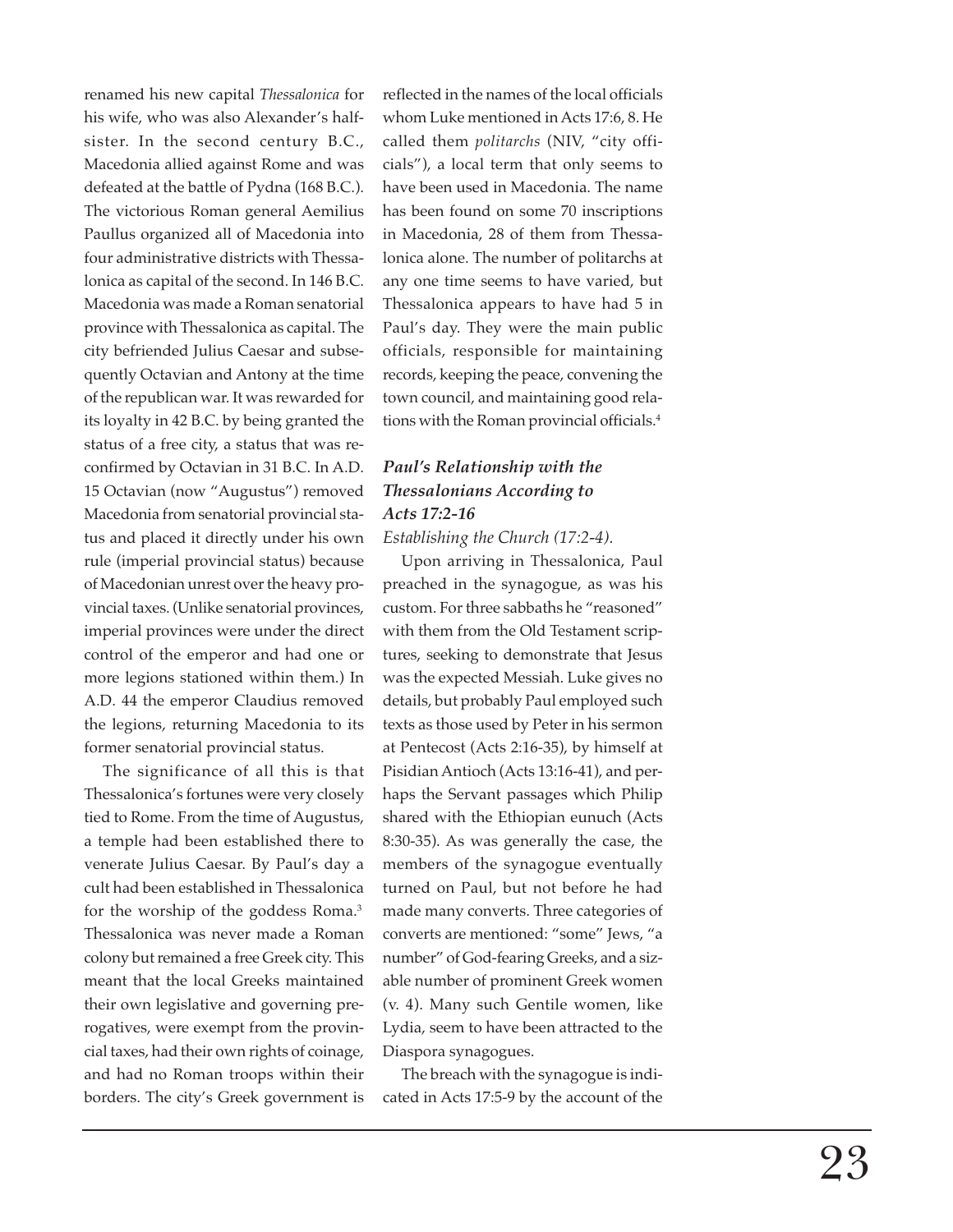renamed his new capital *Thessalonica* for his wife, who was also Alexander's half-sister. In the second century B.C., Macedonia allied against Rome and was defeated at the battle of Pydna (168 B.C.). The victorious Roman general Aemilius Paullus organized all of Macedonia into four administrative districts with Thessalonica as capital of the second. In 146 B.C. Macedonia was made a Roman senatorial province with Thessalonica as capital. The city befriended Julius Caesar and subsequently Octavian and Antony at the time of the republican war. It was rewarded for its loyalty in 42 B.C. by being granted the status of a free city, a status that was reconfirmed by Octavian in 31 B.C. In A.D. 15 Octavian (now "Augustus") removed Macedonia from senatorial provincial status and placed it directly under his own rule (imperial provincial status) because of Macedonian unrest over the heavy provincial taxes. (Unlike senatorial provinces, imperial provinces were under the direct control of the emperor and had one or more legions stationed within them.) In A.D. 44 the emperor Claudius removed the legions, returning Macedonia to its former senatorial provincial status.

The significance of all this is that Thessalonica's fortunes were very closely tied to Rome. From the time of Augustus, a temple had been established there to venerate Julius Caesar. By Paul's day a cult had been established in Thessalonica for the worship of the goddess Roma.[3] Thessalonica was never made a Roman colony but remained a free Greek city. This meant that the local Greeks maintained their own legislative and governing prerogatives, were exempt from the provincial taxes, had their own rights of coinage, and had no Roman troops within their borders. The city's Greek government is reflected in the names of the local officials whom Luke mentioned in Acts 17:6, 8. He called them *politarchs* (NIV, "city officials"), a local term that only seems to have been used in Macedonia. The name has been found on some 70 inscriptions in Macedonia, 28 of them from Thessalonica alone. The number of politarchs at any one time seems to have varied, but Thessalonica appears to have had 5 in Paul's day. They were the main public officials, responsible for maintaining records, keeping the peace, convening the town council, and maintaining good relations with the Roman provincial officials.[4]

### *Paul's Relationship with the Thessalonians According to Acts 17:2-16*

*Establishing the Church (17:2-4).*

Upon arriving in Thessalonica, Paul preached in the synagogue, as was his custom. For three sabbaths he "reasoned" with them from the Old Testament scriptures, seeking to demonstrate that Jesus was the expected Messiah. Luke gives no details, but probably Paul employed such texts as those used by Peter in his sermon at Pentecost (Acts 2:16-35), by himself at Pisidian Antioch (Acts 13:16-41), and perhaps the Servant passages which Philip shared with the Ethiopian eunuch (Acts 8:30-35). As was generally the case, the members of the synagogue eventually turned on Paul, but not before he had made many converts. Three categories of converts are mentioned: "some" Jews, "a number" of God-fearing Greeks, and a sizable number of prominent Greek women (v. 4). Many such Gentile women, like Lydia, seem to have been attracted to the Diaspora synagogues.

The breach with the synagogue is indicated in Acts 17:5-9 by the account of the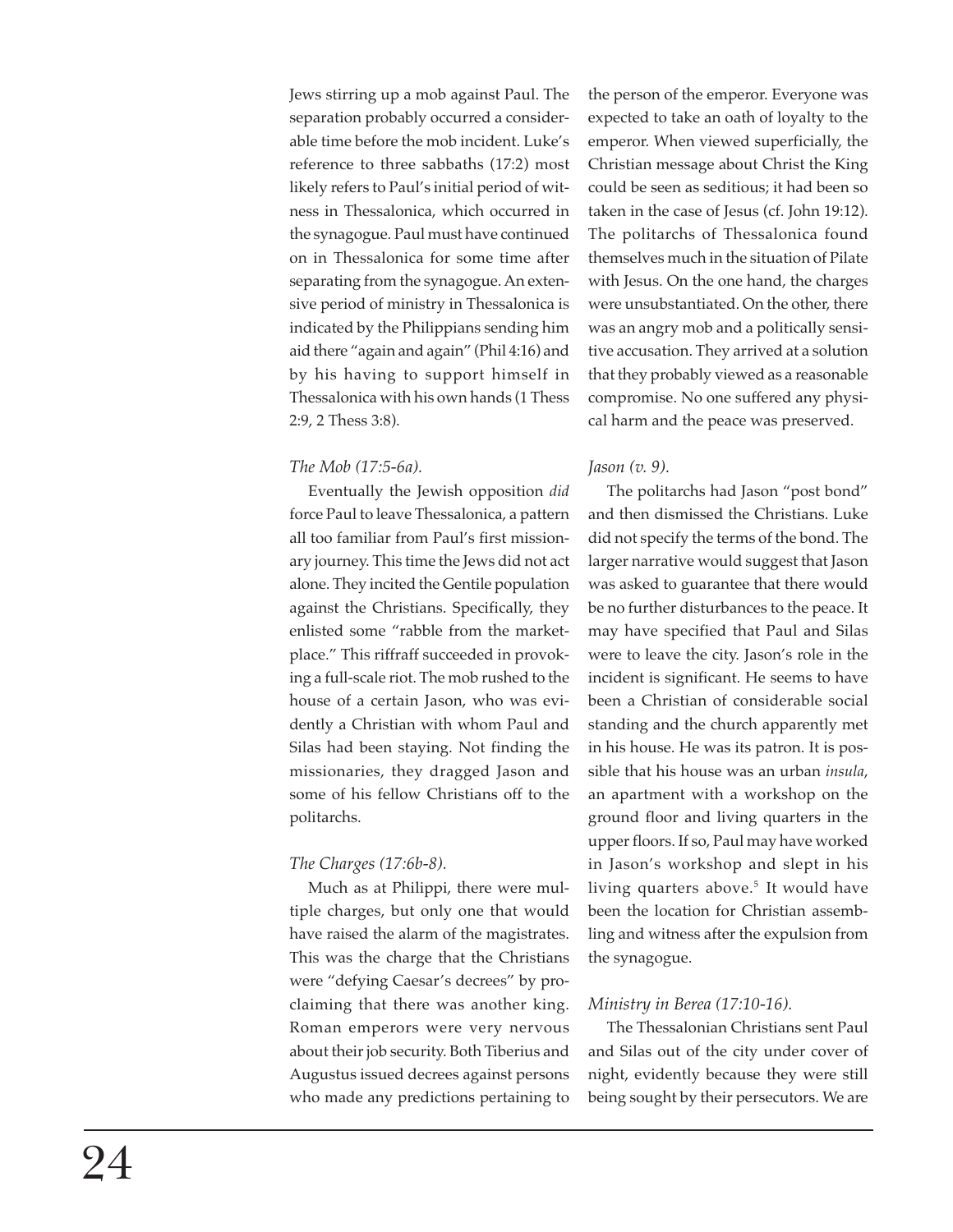Jews stirring up a mob against Paul. The separation probably occurred a considerable time before the mob incident. Luke's reference to three sabbaths (17:2) most likely refers to Paul's initial period of witness in Thessalonica, which occurred in the synagogue. Paul must have continued on in Thessalonica for some time after separating from the synagogue. An extensive period of ministry in Thessalonica is indicated by the Philippians sending him aid there "again and again" (Phil 4:16) and by his having to support himself in Thessalonica with his own hands (1 Thess 2:9, 2 Thess 3:8).

*The Mob (17:5-6a).*

Eventually the Jewish opposition *did* force Paul to leave Thessalonica, a pattern all too familiar from Paul's first missionary journey. This time the Jews did not act alone. They incited the Gentile population against the Christians. Specifically, they enlisted some "rabble from the marketplace." This riffraff succeeded in provoking a full-scale riot. The mob rushed to the house of a certain Jason, who was evidently a Christian with whom Paul and Silas had been staying. Not finding the missionaries, they dragged Jason and some of his fellow Christians off to the politarchs.

*The Charges (17:6b-8).*

Much as at Philippi, there were multiple charges, but only one that would have raised the alarm of the magistrates. This was the charge that the Christians were "defying Caesar's decrees" by proclaiming that there was another king. Roman emperors were very nervous about their job security. Both Tiberius and Augustus issued decrees against persons who made any predictions pertaining to the person of the emperor. Everyone was expected to take an oath of loyalty to the emperor. When viewed superficially, the Christian message about Christ the King could be seen as seditious; it had been so taken in the case of Jesus (cf. John 19:12). The politarchs of Thessalonica found themselves much in the situation of Pilate with Jesus. On the one hand, the charges were unsubstantiated. On the other, there was an angry mob and a politically sensitive accusation. They arrived at a solution that they probably viewed as a reasonable compromise. No one suffered any physical harm and the peace was preserved.

*Jason (v. 9).*

The politarchs had Jason "post bond" and then dismissed the Christians. Luke did not specify the terms of the bond. The larger narrative would suggest that Jason was asked to guarantee that there would be no further disturbances to the peace. It may have specified that Paul and Silas were to leave the city. Jason's role in the incident is significant. He seems to have been a Christian of considerable social standing and the church apparently met in his house. He was its patron. It is possible that his house was an urban *insula*, an apartment with a workshop on the ground floor and living quarters in the upper floors. If so, Paul may have worked in Jason's workshop and slept in his living quarters above.[5] It would have been the location for Christian assembling and witness after the expulsion from the synagogue.

*Ministry in Berea (17:10-16).*

The Thessalonian Christians sent Paul and Silas out of the city under cover of night, evidently because they were still being sought by their persecutors. We are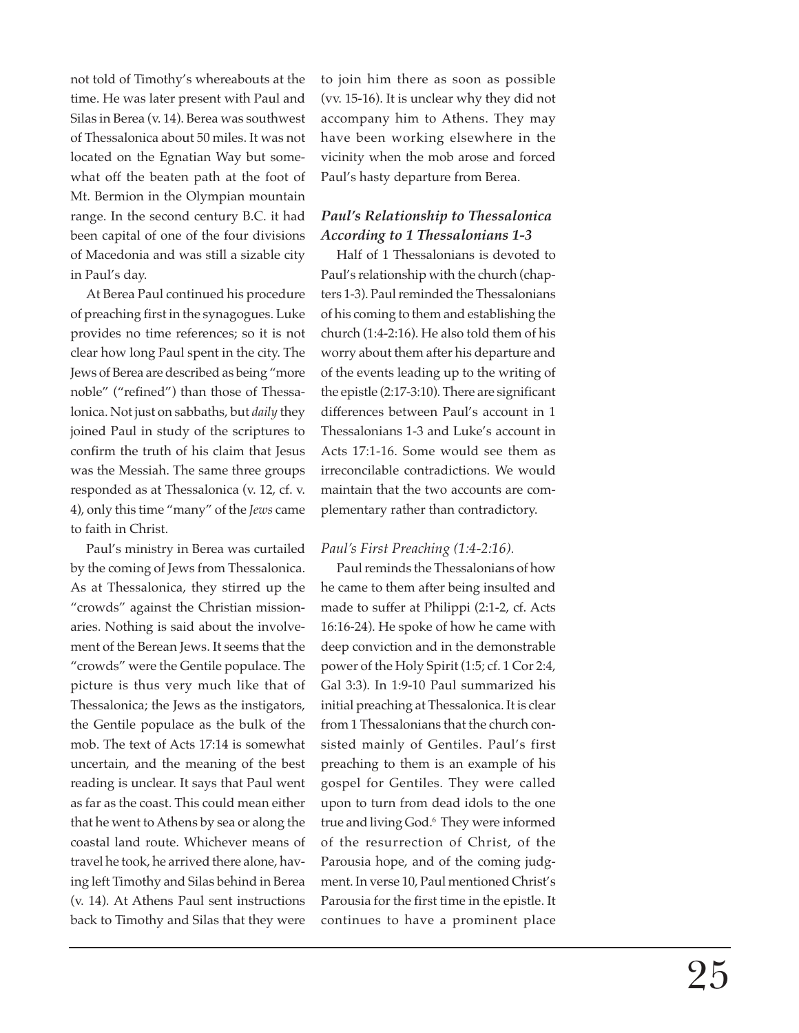not told of Timothy's whereabouts at the time. He was later present with Paul and Silas in Berea (v. 14). Berea was southwest of Thessalonica about 50 miles. It was not located on the Egnatian Way but somewhat off the beaten path at the foot of Mt. Bermion in the Olympian mountain range. In the second century B.C. it had been capital of one of the four divisions of Macedonia and was still a sizable city in Paul's day.

At Berea Paul continued his procedure of preaching first in the synagogues. Luke provides no time references; so it is not clear how long Paul spent in the city. The Jews of Berea are described as being "more noble" ("refined") than those of Thessalonica. Not just on sabbaths, but *daily* they joined Paul in study of the scriptures to confirm the truth of his claim that Jesus was the Messiah. The same three groups responded as at Thessalonica (v. 12, cf. v. 4), only this time "many" of the *Jews* came to faith in Christ.

Paul's ministry in Berea was curtailed by the coming of Jews from Thessalonica. As at Thessalonica, they stirred up the "crowds" against the Christian missionaries. Nothing is said about the involvement of the Berean Jews. It seems that the "crowds" were the Gentile populace. The picture is thus very much like that of Thessalonica; the Jews as the instigators, the Gentile populace as the bulk of the mob. The text of Acts 17:14 is somewhat uncertain, and the meaning of the best reading is unclear. It says that Paul went as far as the coast. This could mean either that he went to Athens by sea or along the coastal land route. Whichever means of travel he took, he arrived there alone, having left Timothy and Silas behind in Berea (v. 14). At Athens Paul sent instructions back to Timothy and Silas that they were to join him there as soon as possible (vv. 15-16). It is unclear why they did not accompany him to Athens. They may have been working elsewhere in the vicinity when the mob arose and forced Paul's hasty departure from Berea.

### *Paul's Relationship to Thessalonica According to 1 Thessalonians 1-3*

Half of 1 Thessalonians is devoted to Paul's relationship with the church (chapters 1-3). Paul reminded the Thessalonians of his coming to them and establishing the church (1:4-2:16). He also told them of his worry about them after his departure and of the events leading up to the writing of the epistle (2:17-3:10). There are significant differences between Paul's account in 1 Thessalonians 1-3 and Luke's account in Acts 17:1-16. Some would see them as irreconcilable contradictions. We would maintain that the two accounts are complementary rather than contradictory.

#### *Paul's First Preaching (1:4-2:16).*

Paul reminds the Thessalonians of how he came to them after being insulted and made to suffer at Philippi (2:1-2, cf. Acts 16:16-24). He spoke of how he came with deep conviction and in the demonstrable power of the Holy Spirit (1:5; cf. 1 Cor 2:4, Gal 3:3). In 1:9-10 Paul summarized his initial preaching at Thessalonica. It is clear from 1 Thessalonians that the church consisted mainly of Gentiles. Paul's first preaching to them is an example of his gospel for Gentiles. They were called upon to turn from dead idols to the one true and living God.[6] They were informed of the resurrection of Christ, of the Parousia hope, and of the coming judgment. In verse 10, Paul mentioned Christ's Parousia for the first time in the epistle. It continues to have a prominent place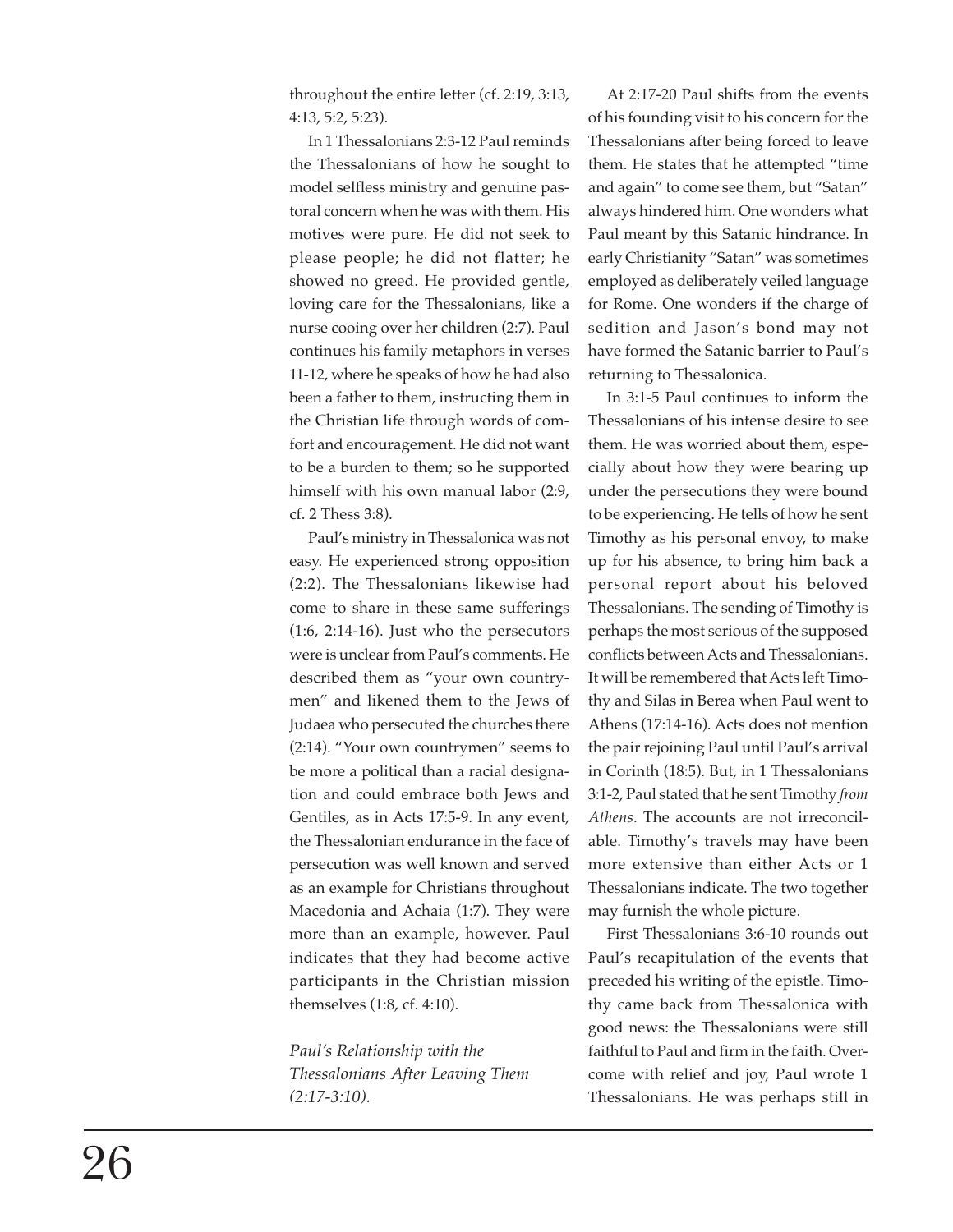throughout the entire letter (cf. 2:19, 3:13, 4:13, 5:2, 5:23).

In 1 Thessalonians 2:3-12 Paul reminds the Thessalonians of how he sought to model selfless ministry and genuine pastoral concern when he was with them. His motives were pure. He did not seek to please people; he did not flatter; he showed no greed. He provided gentle, loving care for the Thessalonians, like a nurse cooing over her children (2:7). Paul continues his family metaphors in verses 11-12, where he speaks of how he had also been a father to them, instructing them in the Christian life through words of comfort and encouragement. He did not want to be a burden to them; so he supported himself with his own manual labor (2:9, cf. 2 Thess 3:8).

Paul's ministry in Thessalonica was not easy. He experienced strong opposition (2:2). The Thessalonians likewise had come to share in these same sufferings (1:6, 2:14-16). Just who the persecutors were is unclear from Paul's comments. He described them as "your own countrymen" and likened them to the Jews of Judaea who persecuted the churches there (2:14). "Your own countrymen" seems to be more a political than a racial designation and could embrace both Jews and Gentiles, as in Acts 17:5-9. In any event, the Thessalonian endurance in the face of persecution was well known and served as an example for Christians throughout Macedonia and Achaia (1:7). They were more than an example, however. Paul indicates that they had become active participants in the Christian mission themselves (1:8, cf. 4:10).

*Paul's Relationship with the Thessalonians After Leaving Them (2:17-3:10).*

At 2:17-20 Paul shifts from the events of his founding visit to his concern for the Thessalonians after being forced to leave them. He states that he attempted "time and again" to come see them, but "Satan" always hindered him. One wonders what Paul meant by this Satanic hindrance. In early Christianity "Satan" was sometimes employed as deliberately veiled language for Rome. One wonders if the charge of sedition and Jason's bond may not have formed the Satanic barrier to Paul's returning to Thessalonica.

In 3:1-5 Paul continues to inform the Thessalonians of his intense desire to see them. He was worried about them, especially about how they were bearing up under the persecutions they were bound to be experiencing. He tells of how he sent Timothy as his personal envoy, to make up for his absence, to bring him back a personal report about his beloved Thessalonians. The sending of Timothy is perhaps the most serious of the supposed conflicts between Acts and Thessalonians. It will be remembered that Acts left Timothy and Silas in Berea when Paul went to Athens (17:14-16). Acts does not mention the pair rejoining Paul until Paul's arrival in Corinth (18:5). But, in 1 Thessalonians 3:1-2, Paul stated that he sent Timothy *from Athens*. The accounts are not irreconcilable. Timothy's travels may have been more extensive than either Acts or 1 Thessalonians indicate. The two together may furnish the whole picture.

First Thessalonians 3:6-10 rounds out Paul's recapitulation of the events that preceded his writing of the epistle. Timothy came back from Thessalonica with good news: the Thessalonians were still faithful to Paul and firm in the faith. Overcome with relief and joy, Paul wrote 1 Thessalonians. He was perhaps still in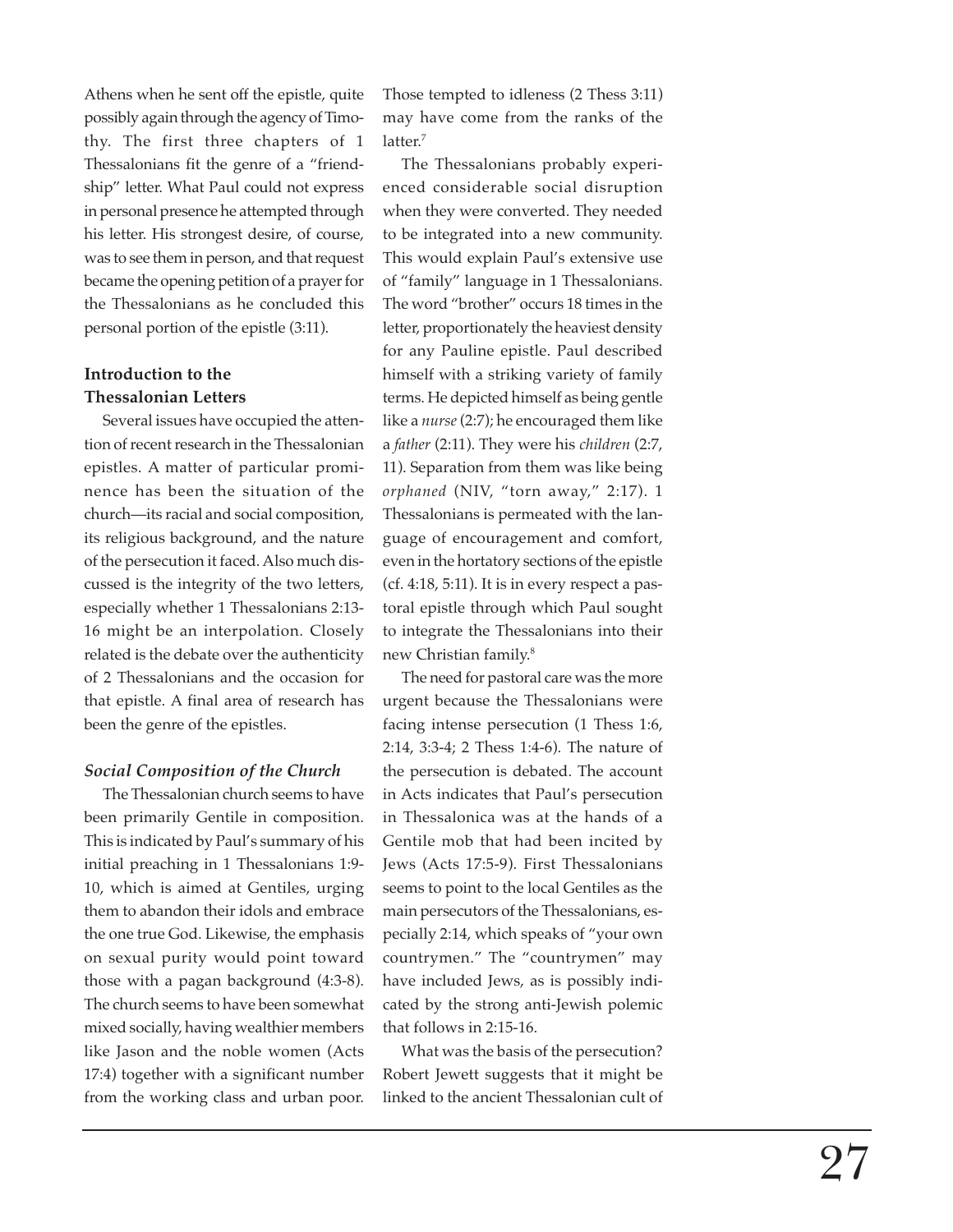Athens when he sent off the epistle, quite possibly again through the agency of Timothy. The first three chapters of 1 Thessalonians fit the genre of a "friendship" letter. What Paul could not express in personal presence he attempted through his letter. His strongest desire, of course, was to see them in person, and that request became the opening petition of a prayer for the Thessalonians as he concluded this personal portion of the epistle (3:11).

**Introduction to the Thessalonian Letters**

Several issues have occupied the attention of recent research in the Thessalonian epistles. A matter of particular prominence has been the situation of the church—its racial and social composition, its religious background, and the nature of the persecution it faced. Also much discussed is the integrity of the two letters, especially whether 1 Thessalonians 2:13-16 might be an interpolation. Closely related is the debate over the authenticity of 2 Thessalonians and the occasion for that epistle. A final area of research has been the genre of the epistles.

***Social Composition of the Church***

The Thessalonian church seems to have been primarily Gentile in composition. This is indicated by Paul's summary of his initial preaching in 1 Thessalonians 1:9-10, which is aimed at Gentiles, urging them to abandon their idols and embrace the one true God. Likewise, the emphasis on sexual purity would point toward those with a pagan background (4:3-8). The church seems to have been somewhat mixed socially, having wealthier members like Jason and the noble women (Acts 17:4) together with a significant number from the working class and urban poor. Those tempted to idleness (2 Thess 3:11) may have come from the ranks of the latter.[7]

The Thessalonians probably experienced considerable social disruption when they were converted. They needed to be integrated into a new community. This would explain Paul's extensive use of "family" language in 1 Thessalonians. The word "brother" occurs 18 times in the letter, proportionately the heaviest density for any Pauline epistle. Paul described himself with a striking variety of family terms. He depicted himself as being gentle like a *nurse* (2:7); he encouraged them like a *father* (2:11). They were his *children* (2:7, 11). Separation from them was like being *orphaned* (NIV, "torn away," 2:17). 1 Thessalonians is permeated with the language of encouragement and comfort, even in the hortatory sections of the epistle (cf. 4:18, 5:11). It is in every respect a pastoral epistle through which Paul sought to integrate the Thessalonians into their new Christian family.[8]

The need for pastoral care was the more urgent because the Thessalonians were facing intense persecution (1 Thess 1:6, 2:14, 3:3-4; 2 Thess 1:4-6). The nature of the persecution is debated. The account in Acts indicates that Paul's persecution in Thessalonica was at the hands of a Gentile mob that had been incited by Jews (Acts 17:5-9). First Thessalonians seems to point to the local Gentiles as the main persecutors of the Thessalonians, especially 2:14, which speaks of "your own countrymen." The "countrymen" may have included Jews, as is possibly indicated by the strong anti-Jewish polemic that follows in 2:15-16.

What was the basis of the persecution? Robert Jewett suggests that it might be linked to the ancient Thessalonian cult of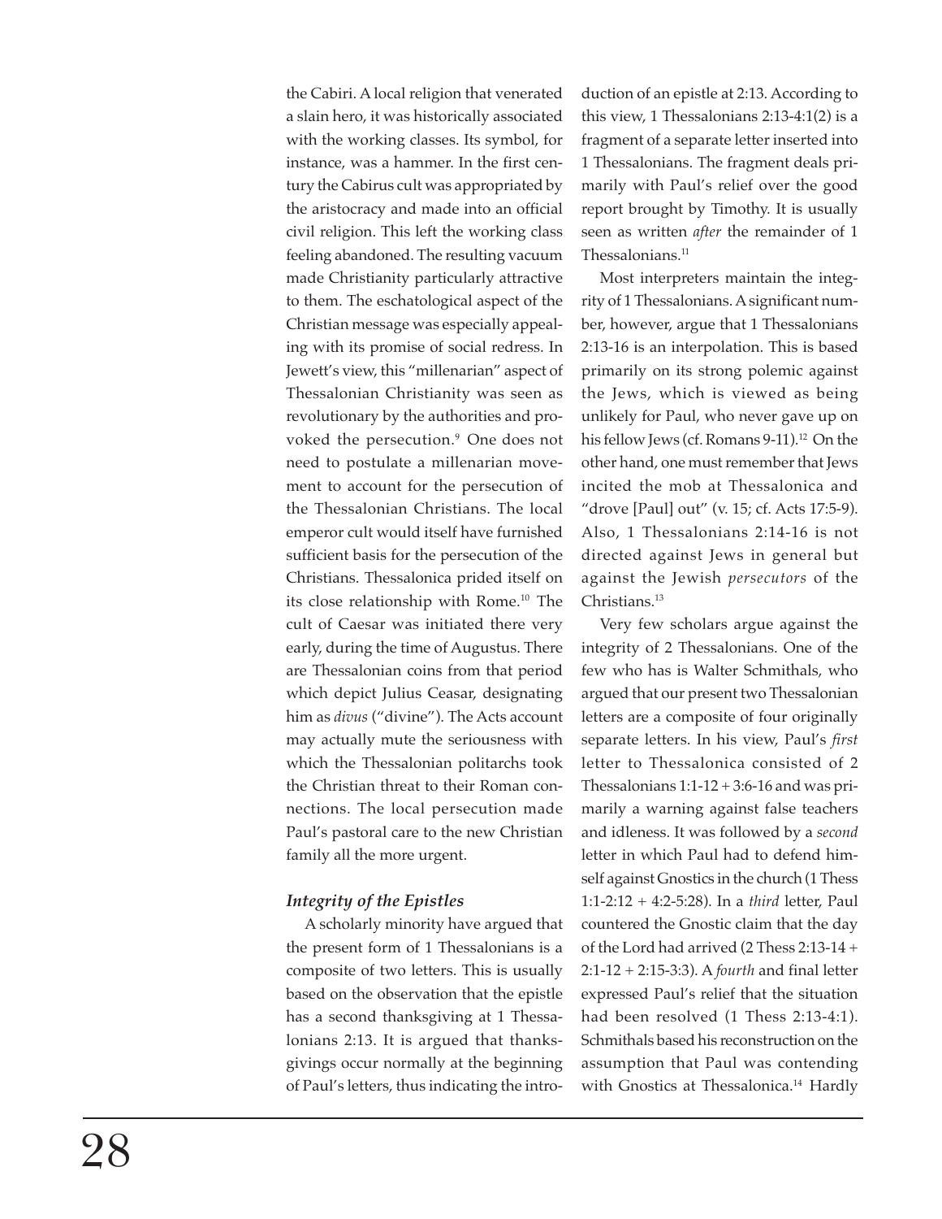the Cabiri. A local religion that venerated a slain hero, it was historically associated with the working classes. Its symbol, for instance, was a hammer. In the first century the Cabirus cult was appropriated by the aristocracy and made into an official civil religion. This left the working class feeling abandoned. The resulting vacuum made Christianity particularly attractive to them. The eschatological aspect of the Christian message was especially appealing with its promise of social redress. In Jewett's view, this "millenarian" aspect of Thessalonian Christianity was seen as revolutionary by the authorities and provoked the persecution.[9] One does not need to postulate a millenarian movement to account for the persecution of the Thessalonian Christians. The local emperor cult would itself have furnished sufficient basis for the persecution of the Christians. Thessalonica prided itself on its close relationship with Rome.[10] The cult of Caesar was initiated there very early, during the time of Augustus. There are Thessalonian coins from that period which depict Julius Ceasar, designating him as *divus* ("divine"). The Acts account may actually mute the seriousness with which the Thessalonian politarchs took the Christian threat to their Roman connections. The local persecution made Paul's pastoral care to the new Christian family all the more urgent.

### *Integrity of the Epistles*

A scholarly minority have argued that the present form of 1 Thessalonians is a composite of two letters. This is usually based on the observation that the epistle has a second thanksgiving at 1 Thessalonians 2:13. It is argued that thanksgivings occur normally at the beginning of Paul's letters, thus indicating the introduction of an epistle at 2:13. According to this view, 1 Thessalonians 2:13-4:1(2) is a fragment of a separate letter inserted into 1 Thessalonians. The fragment deals primarily with Paul's relief over the good report brought by Timothy. It is usually seen as written *after* the remainder of 1 Thessalonians.[11]

Most interpreters maintain the integrity of 1 Thessalonians. A significant number, however, argue that 1 Thessalonians 2:13-16 is an interpolation. This is based primarily on its strong polemic against the Jews, which is viewed as being unlikely for Paul, who never gave up on his fellow Jews (cf. Romans 9-11).[12] On the other hand, one must remember that Jews incited the mob at Thessalonica and "drove [Paul] out" (v. 15; cf. Acts 17:5-9). Also, 1 Thessalonians 2:14-16 is not directed against Jews in general but against the Jewish *persecutors* of the Christians.[13]

Very few scholars argue against the integrity of 2 Thessalonians. One of the few who has is Walter Schmithals, who argued that our present two Thessalonian letters are a composite of four originally separate letters. In his view, Paul's *first* letter to Thessalonica consisted of 2 Thessalonians 1:1-12 + 3:6-16 and was primarily a warning against false teachers and idleness. It was followed by a *second* letter in which Paul had to defend himself against Gnostics in the church (1 Thess 1:1-2:12 + 4:2-5:28). In a *third* letter, Paul countered the Gnostic claim that the day of the Lord had arrived (2 Thess 2:13-14 + 2:1-12 + 2:15-3:3). A *fourth* and final letter expressed Paul's relief that the situation had been resolved (1 Thess 2:13-4:1). Schmithals based his reconstruction on the assumption that Paul was contending with Gnostics at Thessalonica.[14] Hardly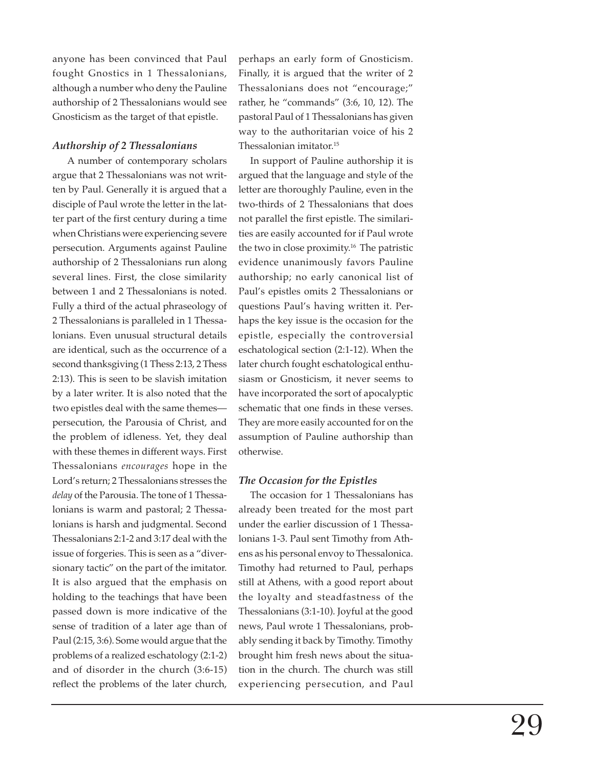anyone has been convinced that Paul fought Gnostics in 1 Thessalonians, although a number who deny the Pauline authorship of 2 Thessalonians would see Gnosticism as the target of that epistle.

### *Authorship of 2 Thessalonians*

A number of contemporary scholars argue that 2 Thessalonians was not written by Paul. Generally it is argued that a disciple of Paul wrote the letter in the latter part of the first century during a time when Christians were experiencing severe persecution. Arguments against Pauline authorship of 2 Thessalonians run along several lines. First, the close similarity between 1 and 2 Thessalonians is noted. Fully a third of the actual phraseology of 2 Thessalonians is paralleled in 1 Thessalonians. Even unusual structural details are identical, such as the occurrence of a second thanksgiving (1 Thess 2:13, 2 Thess 2:13). This is seen to be slavish imitation by a later writer. It is also noted that the two epistles deal with the same themes—persecution, the Parousia of Christ, and the problem of idleness. Yet, they deal with these themes in different ways. First Thessalonians *encourages* hope in the Lord's return; 2 Thessalonians stresses the *delay* of the Parousia. The tone of 1 Thessalonians is warm and pastoral; 2 Thessalonians is harsh and judgmental. Second Thessalonians 2:1-2 and 3:17 deal with the issue of forgeries. This is seen as a "diversionary tactic" on the part of the imitator. It is also argued that the emphasis on holding to the teachings that have been passed down is more indicative of the sense of tradition of a later age than of Paul (2:15, 3:6). Some would argue that the problems of a realized eschatology (2:1-2) and of disorder in the church (3:6-15) reflect the problems of the later church, perhaps an early form of Gnosticism. Finally, it is argued that the writer of 2 Thessalonians does not "encourage;" rather, he "commands" (3:6, 10, 12). The pastoral Paul of 1 Thessalonians has given way to the authoritarian voice of his 2 Thessalonian imitator.[15]

In support of Pauline authorship it is argued that the language and style of the letter are thoroughly Pauline, even in the two-thirds of 2 Thessalonians that does not parallel the first epistle. The similarities are easily accounted for if Paul wrote the two in close proximity.[16] The patristic evidence unanimously favors Pauline authorship; no early canonical list of Paul's epistles omits 2 Thessalonians or questions Paul's having written it. Perhaps the key issue is the occasion for the epistle, especially the controversial eschatological section (2:1-12). When the later church fought eschatological enthusiasm or Gnosticism, it never seems to have incorporated the sort of apocalyptic schematic that one finds in these verses. They are more easily accounted for on the assumption of Pauline authorship than otherwise.

### *The Occasion for the Epistles*

The occasion for 1 Thessalonians has already been treated for the most part under the earlier discussion of 1 Thessalonians 1-3. Paul sent Timothy from Athens as his personal envoy to Thessalonica. Timothy had returned to Paul, perhaps still at Athens, with a good report about the loyalty and steadfastness of the Thessalonians (3:1-10). Joyful at the good news, Paul wrote 1 Thessalonians, probably sending it back by Timothy. Timothy brought him fresh news about the situation in the church. The church was still experiencing persecution, and Paul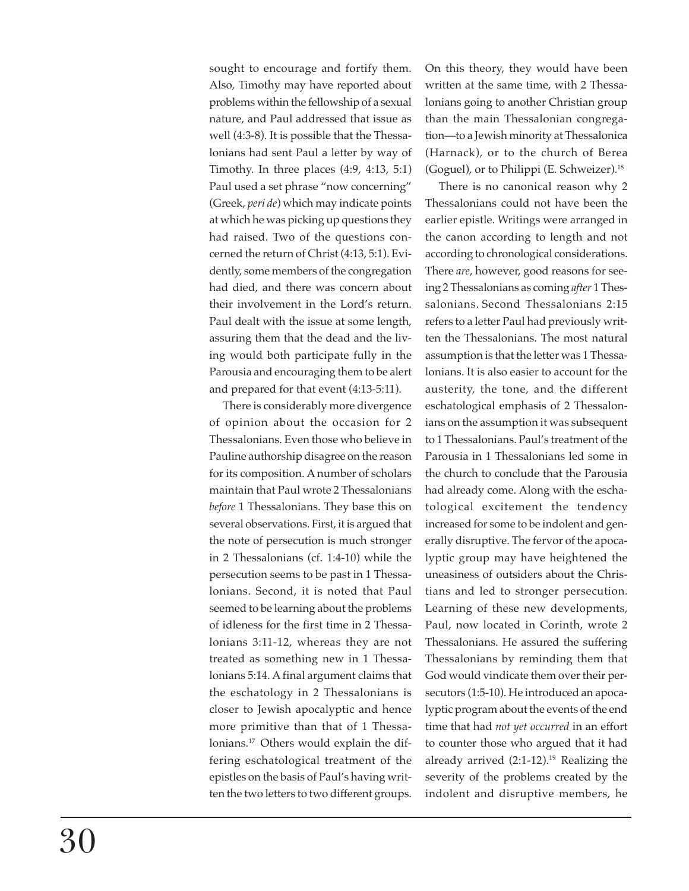sought to encourage and fortify them. Also, Timothy may have reported about problems within the fellowship of a sexual nature, and Paul addressed that issue as well (4:3-8). It is possible that the Thessalonians had sent Paul a letter by way of Timothy. In three places (4:9, 4:13, 5:1) Paul used a set phrase "now concerning" (Greek, *peri de*) which may indicate points at which he was picking up questions they had raised. Two of the questions concerned the return of Christ (4:13, 5:1). Evidently, some members of the congregation had died, and there was concern about their involvement in the Lord's return. Paul dealt with the issue at some length, assuring them that the dead and the living would both participate fully in the Parousia and encouraging them to be alert and prepared for that event (4:13-5:11).

There is considerably more divergence of opinion about the occasion for 2 Thessalonians. Even those who believe in Pauline authorship disagree on the reason for its composition. A number of scholars maintain that Paul wrote 2 Thessalonians *before* 1 Thessalonians. They base this on several observations. First, it is argued that the note of persecution is much stronger in 2 Thessalonians (cf. 1:4-10) while the persecution seems to be past in 1 Thessalonians. Second, it is noted that Paul seemed to be learning about the problems of idleness for the first time in 2 Thessalonians 3:11-12, whereas they are not treated as something new in 1 Thessalonians 5:14. A final argument claims that the eschatology in 2 Thessalonians is closer to Jewish apocalyptic and hence more primitive than that of 1 Thessalonians.[17] Others would explain the differing eschatological treatment of the epistles on the basis of Paul's having written the two letters to two different groups. On this theory, they would have been written at the same time, with 2 Thessalonians going to another Christian group than the main Thessalonian congregation—to a Jewish minority at Thessalonica (Harnack), or to the church of Berea (Goguel), or to Philippi (E. Schweizer).[18]

There is no canonical reason why 2 Thessalonians could not have been the earlier epistle. Writings were arranged in the canon according to length and not according to chronological considerations. There *are*, however, good reasons for seeing 2 Thessalonians as coming *after* 1 Thessalonians. Second Thessalonians 2:15 refers to a letter Paul had previously written the Thessalonians. The most natural assumption is that the letter was 1 Thessalonians. It is also easier to account for the austerity, the tone, and the different eschatological emphasis of 2 Thessalonians on the assumption it was subsequent to 1 Thessalonians. Paul's treatment of the Parousia in 1 Thessalonians led some in the church to conclude that the Parousia had already come. Along with the eschatological excitement the tendency increased for some to be indolent and generally disruptive. The fervor of the apocalyptic group may have heightened the uneasiness of outsiders about the Christians and led to stronger persecution. Learning of these new developments, Paul, now located in Corinth, wrote 2 Thessalonians. He assured the suffering Thessalonians by reminding them that God would vindicate them over their persecutors (1:5-10). He introduced an apocalyptic program about the events of the end time that had *not yet occurred* in an effort to counter those who argued that it had already arrived (2:1-12).[19] Realizing the severity of the problems created by the indolent and disruptive members, he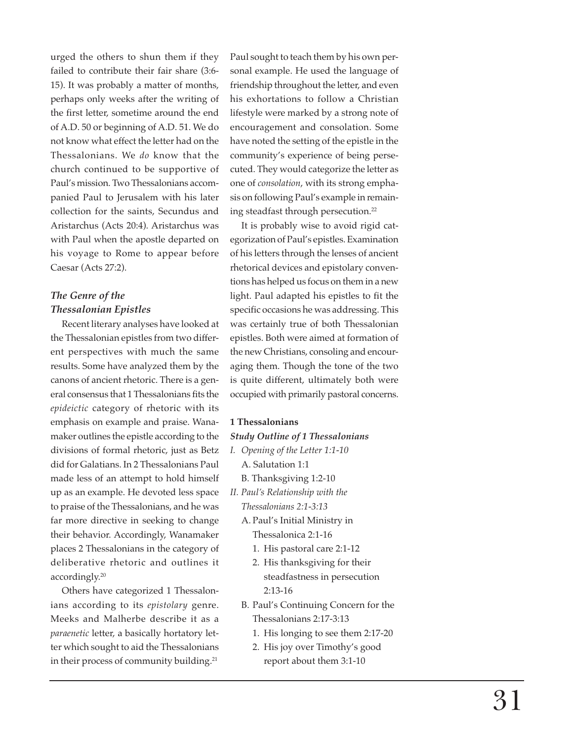urged the others to shun them if they failed to contribute their fair share (3:6-15). It was probably a matter of months, perhaps only weeks after the writing of the first letter, sometime around the end of A.D. 50 or beginning of A.D. 51. We do not know what effect the letter had on the Thessalonians. We *do* know that the church continued to be supportive of Paul's mission. Two Thessalonians accompanied Paul to Jerusalem with his later collection for the saints, Secundus and Aristarchus (Acts 20:4). Aristarchus was with Paul when the apostle departed on his voyage to Rome to appear before Caesar (Acts 27:2).

### *The Genre of the Thessalonian Epistles*

Recent literary analyses have looked at the Thessalonian epistles from two different perspectives with much the same results. Some have analyzed them by the canons of ancient rhetoric. There is a general consensus that 1 Thessalonians fits the *epideictic* category of rhetoric with its emphasis on example and praise. Wanamaker outlines the epistle according to the divisions of formal rhetoric, just as Betz did for Galatians. In 2 Thessalonians Paul made less of an attempt to hold himself up as an example. He devoted less space to praise of the Thessalonians, and he was far more directive in seeking to change their behavior. Accordingly, Wanamaker places 2 Thessalonians in the category of deliberative rhetoric and outlines it accordingly.[20]

Others have categorized 1 Thessalonians according to its *epistolary* genre. Meeks and Malherbe describe it as a *paraenetic* letter, a basically hortatory letter which sought to aid the Thessalonians in their process of community building.[21] Paul sought to teach them by his own personal example. He used the language of friendship throughout the letter, and even his exhortations to follow a Christian lifestyle were marked by a strong note of encouragement and consolation. Some have noted the setting of the epistle in the community's experience of being persecuted. They would categorize the letter as one of *consolation*, with its strong emphasis on following Paul's example in remaining steadfast through persecution.[22]

It is probably wise to avoid rigid categorization of Paul's epistles. Examination of his letters through the lenses of ancient rhetorical devices and epistolary conventions has helped us focus on them in a new light. Paul adapted his epistles to fit the specific occasions he was addressing. This was certainly true of both Thessalonian epistles. Both were aimed at formation of the new Christians, consoling and encouraging them. Though the tone of the two is quite different, ultimately both were occupied with primarily pastoral concerns.

### 1 Thessalonians

#### *Study Outline of 1 Thessalonians*

*I. Opening of the Letter 1:1-10*
- A. Salutation 1:1
- B. Thanksgiving 1:2-10

*II. Paul's Relationship with the Thessalonians 2:1-3:13*
- A. Paul's Initial Ministry in Thessalonica 2:1-16
  1. His pastoral care 2:1-12
  2. His thanksgiving for their steadfastness in persecution 2:13-16
- B. Paul's Continuing Concern for the Thessalonians 2:17-3:13
  1. His longing to see them 2:17-20
  2. His joy over Timothy's good report about them 3:1-10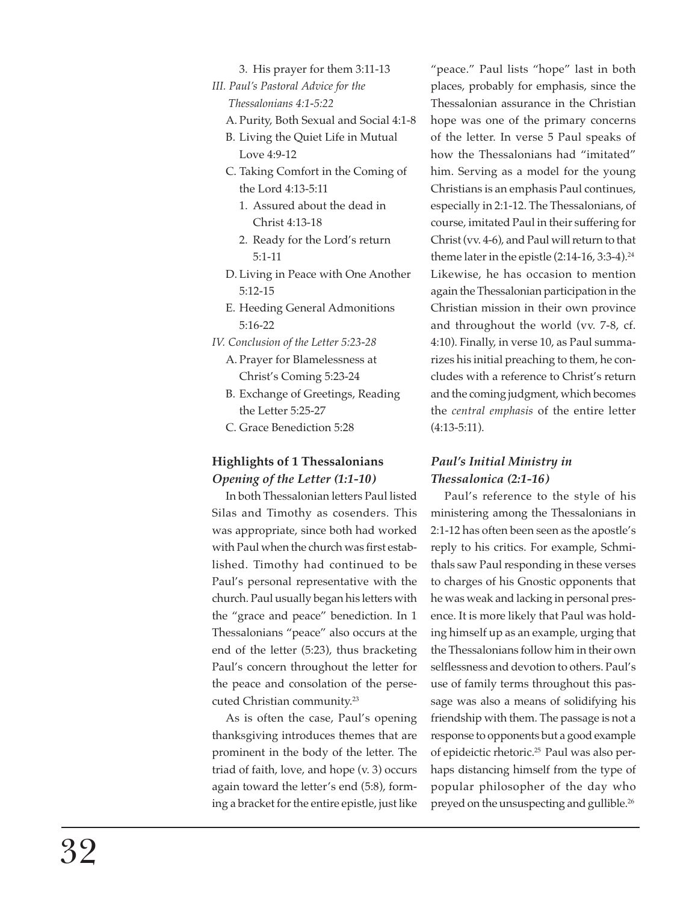3. His prayer for them 3:11-13

*III. Paul's Pastoral Advice for the Thessalonians 4:1-5:22*

A. Purity, Both Sexual and Social 4:1-8

B. Living the Quiet Life in Mutual Love 4:9-12

C. Taking Comfort in the Coming of the Lord 4:13-5:11

1. Assured about the dead in Christ 4:13-18
2. Ready for the Lord's return 5:1-11

D. Living in Peace with One Another 5:12-15

E. Heeding General Admonitions 5:16-22

*IV. Conclusion of the Letter 5:23-28*

A. Prayer for Blamelessness at Christ's Coming 5:23-24

B. Exchange of Greetings, Reading the Letter 5:25-27

C. Grace Benediction 5:28

### Highlights of 1 Thessalonians

#### *Opening of the Letter (1:1-10)*

In both Thessalonian letters Paul listed Silas and Timothy as cosenders. This was appropriate, since both had worked with Paul when the church was first established. Timothy had continued to be Paul's personal representative with the church. Paul usually began his letters with the "grace and peace" benediction. In 1 Thessalonians "peace" also occurs at the end of the letter (5:23), thus bracketing Paul's concern throughout the letter for the peace and consolation of the persecuted Christian community.[23]

As is often the case, Paul's opening thanksgiving introduces themes that are prominent in the body of the letter. The triad of faith, love, and hope (v. 3) occurs again toward the letter's end (5:8), forming a bracket for the entire epistle, just like "peace." Paul lists "hope" last in both places, probably for emphasis, since the Thessalonian assurance in the Christian hope was one of the primary concerns of the letter. In verse 5 Paul speaks of how the Thessalonians had "imitated" him. Serving as a model for the young Christians is an emphasis Paul continues, especially in 2:1-12. The Thessalonians, of course, imitated Paul in their suffering for Christ (vv. 4-6), and Paul will return to that theme later in the epistle (2:14-16, 3:3-4).[24] Likewise, he has occasion to mention again the Thessalonian participation in the Christian mission in their own province and throughout the world (vv. 7-8, cf. 4:10). Finally, in verse 10, as Paul summarizes his initial preaching to them, he concludes with a reference to Christ's return and the coming judgment, which becomes the *central emphasis* of the entire letter (4:13-5:11).

#### *Paul's Initial Ministry in Thessalonica (2:1-16)*

Paul's reference to the style of his ministering among the Thessalonians in 2:1-12 has often been seen as the apostle's reply to his critics. For example, Schmithals saw Paul responding in these verses to charges of his Gnostic opponents that he was weak and lacking in personal presence. It is more likely that Paul was holding himself up as an example, urging that the Thessalonians follow him in their own selflessness and devotion to others. Paul's use of family terms throughout this passage was also a means of solidifying his friendship with them. The passage is not a response to opponents but a good example of epideictic rhetoric.[25] Paul was also perhaps distancing himself from the type of popular philosopher of the day who preyed on the unsuspecting and gullible.[26]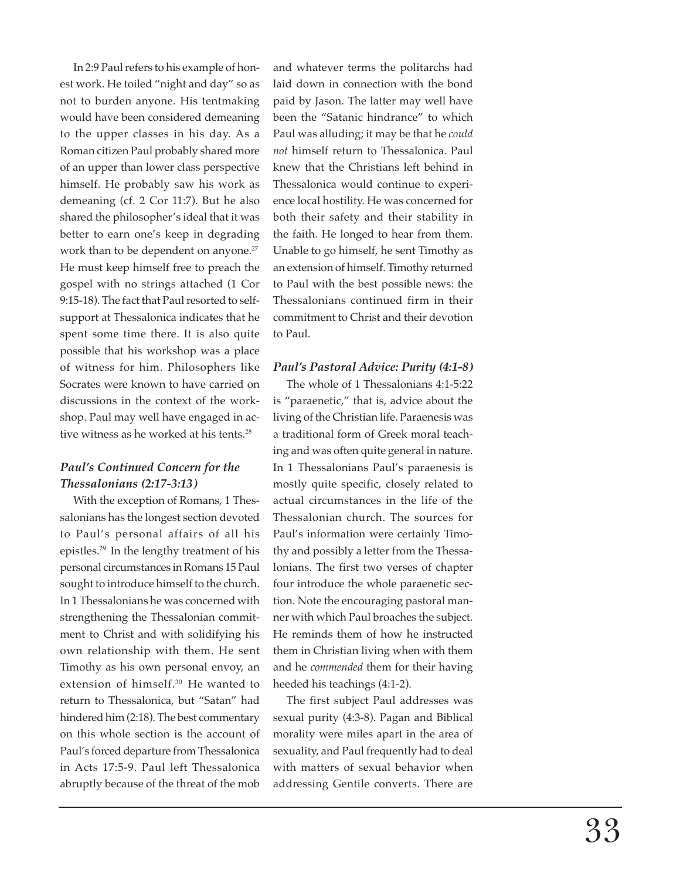In 2:9 Paul refers to his example of honest work. He toiled "night and day" so as not to burden anyone. His tentmaking would have been considered demeaning to the upper classes in his day. As a Roman citizen Paul probably shared more of an upper than lower class perspective himself. He probably saw his work as demeaning (cf. 2 Cor 11:7). But he also shared the philosopher's ideal that it was better to earn one's keep in degrading work than to be dependent on anyone.[27] He must keep himself free to preach the gospel with no strings attached (1 Cor 9:15-18). The fact that Paul resorted to self-support at Thessalonica indicates that he spent some time there. It is also quite possible that his workshop was a place of witness for him. Philosophers like Socrates were known to have carried on discussions in the context of the workshop. Paul may well have engaged in active witness as he worked at his tents.[28]

### *Paul's Continued Concern for the Thessalonians (2:17-3:13)*

With the exception of Romans, 1 Thessalonians has the longest section devoted to Paul's personal affairs of all his epistles.[29] In the lengthy treatment of his personal circumstances in Romans 15 Paul sought to introduce himself to the church. In 1 Thessalonians he was concerned with strengthening the Thessalonian commitment to Christ and with solidifying his own relationship with them. He sent Timothy as his own personal envoy, an extension of himself.[30] He wanted to return to Thessalonica, but "Satan" had hindered him (2:18). The best commentary on this whole section is the account of Paul's forced departure from Thessalonica in Acts 17:5-9. Paul left Thessalonica abruptly because of the threat of the mob and whatever terms the politarchs had laid down in connection with the bond paid by Jason. The latter may well have been the "Satanic hindrance" to which Paul was alluding; it may be that he *could not* himself return to Thessalonica. Paul knew that the Christians left behind in Thessalonica would continue to experience local hostility. He was concerned for both their safety and their stability in the faith. He longed to hear from them. Unable to go himself, he sent Timothy as an extension of himself. Timothy returned to Paul with the best possible news: the Thessalonians continued firm in their commitment to Christ and their devotion to Paul.

### *Paul's Pastoral Advice: Purity (4:1-8)*

The whole of 1 Thessalonians 4:1-5:22 is "paraenetic," that is, advice about the living of the Christian life. Paraenesis was a traditional form of Greek moral teaching and was often quite general in nature. In 1 Thessalonians Paul's paraenesis is mostly quite specific, closely related to actual circumstances in the life of the Thessalonian church. The sources for Paul's information were certainly Timothy and possibly a letter from the Thessalonians. The first two verses of chapter four introduce the whole paraenetic section. Note the encouraging pastoral manner with which Paul broaches the subject. He reminds them of how he instructed them in Christian living when with them and he *commended* them for their having heeded his teachings (4:1-2).

The first subject Paul addresses was sexual purity (4:3-8). Pagan and Biblical morality were miles apart in the area of sexuality, and Paul frequently had to deal with matters of sexual behavior when addressing Gentile converts. There are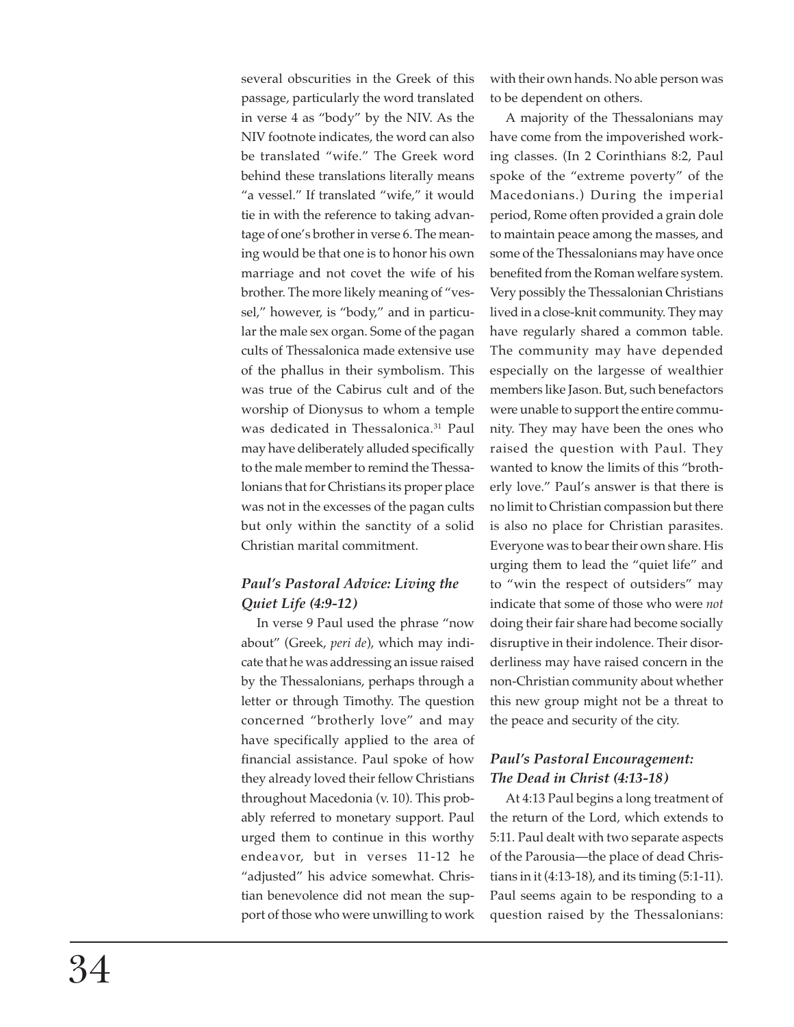several obscurities in the Greek of this passage, particularly the word translated in verse 4 as "body" by the NIV. As the NIV footnote indicates, the word can also be translated "wife." The Greek word behind these translations literally means "a vessel." If translated "wife," it would tie in with the reference to taking advantage of one's brother in verse 6. The meaning would be that one is to honor his own marriage and not covet the wife of his brother. The more likely meaning of "vessel," however, is "body," and in particular the male sex organ. Some of the pagan cults of Thessalonica made extensive use of the phallus in their symbolism. This was true of the Cabirus cult and of the worship of Dionysus to whom a temple was dedicated in Thessalonica.[31] Paul may have deliberately alluded specifically to the male member to remind the Thessalonians that for Christians its proper place was not in the excesses of the pagan cults but only within the sanctity of a solid Christian marital commitment.

### *Paul's Pastoral Advice: Living the Quiet Life (4:9-12)*

In verse 9 Paul used the phrase "now about" (Greek, *peri de*), which may indicate that he was addressing an issue raised by the Thessalonians, perhaps through a letter or through Timothy. The question concerned "brotherly love" and may have specifically applied to the area of financial assistance. Paul spoke of how they already loved their fellow Christians throughout Macedonia (v. 10). This probably referred to monetary support. Paul urged them to continue in this worthy endeavor, but in verses 11-12 he "adjusted" his advice somewhat. Christian benevolence did not mean the support of those who were unwilling to work with their own hands. No able person was to be dependent on others.

A majority of the Thessalonians may have come from the impoverished working classes. (In 2 Corinthians 8:2, Paul spoke of the "extreme poverty" of the Macedonians.) During the imperial period, Rome often provided a grain dole to maintain peace among the masses, and some of the Thessalonians may have once benefited from the Roman welfare system. Very possibly the Thessalonian Christians lived in a close-knit community. They may have regularly shared a common table. The community may have depended especially on the largesse of wealthier members like Jason. But, such benefactors were unable to support the entire community. They may have been the ones who raised the question with Paul. They wanted to know the limits of this "brotherly love." Paul's answer is that there is no limit to Christian compassion but there is also no place for Christian parasites. Everyone was to bear their own share. His urging them to lead the "quiet life" and to "win the respect of outsiders" may indicate that some of those who were *not* doing their fair share had become socially disruptive in their indolence. Their disorderliness may have raised concern in the non-Christian community about whether this new group might not be a threat to the peace and security of the city.

### *Paul's Pastoral Encouragement: The Dead in Christ (4:13-18)*

At 4:13 Paul begins a long treatment of the return of the Lord, which extends to 5:11. Paul dealt with two separate aspects of the Parousia—the place of dead Christians in it (4:13-18), and its timing (5:1-11). Paul seems again to be responding to a question raised by the Thessalonians: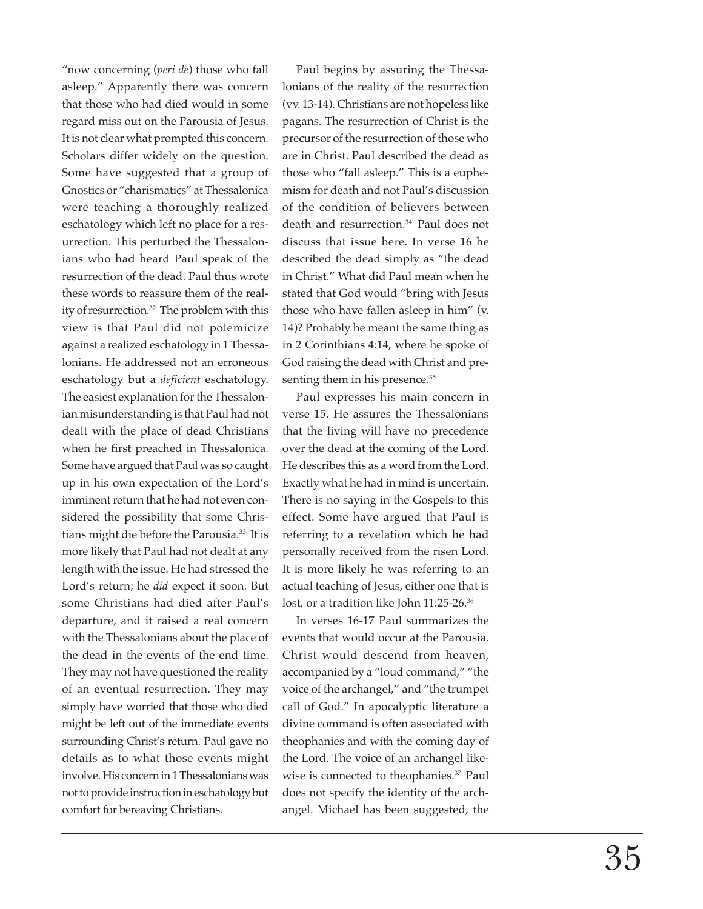"now concerning (*peri de*) those who fall asleep." Apparently there was concern that those who had died would in some regard miss out on the Parousia of Jesus. It is not clear what prompted this concern. Scholars differ widely on the question. Some have suggested that a group of Gnostics or "charismatics" at Thessalonica were teaching a thoroughly realized eschatology which left no place for a resurrection. This perturbed the Thessalonians who had heard Paul speak of the resurrection of the dead. Paul thus wrote these words to reassure them of the reality of resurrection.[32] The problem with this view is that Paul did not polemicize against a realized eschatology in 1 Thessalonians. He addressed not an erroneous eschatology but a *deficient* eschatology. The easiest explanation for the Thessalonian misunderstanding is that Paul had not dealt with the place of dead Christians when he first preached in Thessalonica. Some have argued that Paul was so caught up in his own expectation of the Lord's imminent return that he had not even considered the possibility that some Christians might die before the Parousia.[33] It is more likely that Paul had not dealt at any length with the issue. He had stressed the Lord's return; he *did* expect it soon. But some Christians had died after Paul's departure, and it raised a real concern with the Thessalonians about the place of the dead in the events of the end time. They may not have questioned the reality of an eventual resurrection. They may simply have worried that those who died might be left out of the immediate events surrounding Christ's return. Paul gave no details as to what those events might involve. His concern in 1 Thessalonians was not to provide instruction in eschatology but comfort for bereaving Christians.

Paul begins by assuring the Thessalonians of the reality of the resurrection (vv. 13-14). Christians are not hopeless like pagans. The resurrection of Christ is the precursor of the resurrection of those who are in Christ. Paul described the dead as those who "fall asleep." This is a euphemism for death and not Paul's discussion of the condition of believers between death and resurrection.[34] Paul does not discuss that issue here. In verse 16 he described the dead simply as "the dead in Christ." What did Paul mean when he stated that God would "bring with Jesus those who have fallen asleep in him" (v. 14)? Probably he meant the same thing as in 2 Corinthians 4:14, where he spoke of God raising the dead with Christ and presenting them in his presence.[35]

Paul expresses his main concern in verse 15. He assures the Thessalonians that the living will have no precedence over the dead at the coming of the Lord. He describes this as a word from the Lord. Exactly what he had in mind is uncertain. There is no saying in the Gospels to this effect. Some have argued that Paul is referring to a revelation which he had personally received from the risen Lord. It is more likely he was referring to an actual teaching of Jesus, either one that is lost, or a tradition like John 11:25-26.[36]

In verses 16-17 Paul summarizes the events that would occur at the Parousia. Christ would descend from heaven, accompanied by a "loud command," "the voice of the archangel," and "the trumpet call of God." In apocalyptic literature a divine command is often associated with theophanies and with the coming day of the Lord. The voice of an archangel likewise is connected to theophanies.[37] Paul does not specify the identity of the archangel. Michael has been suggested, the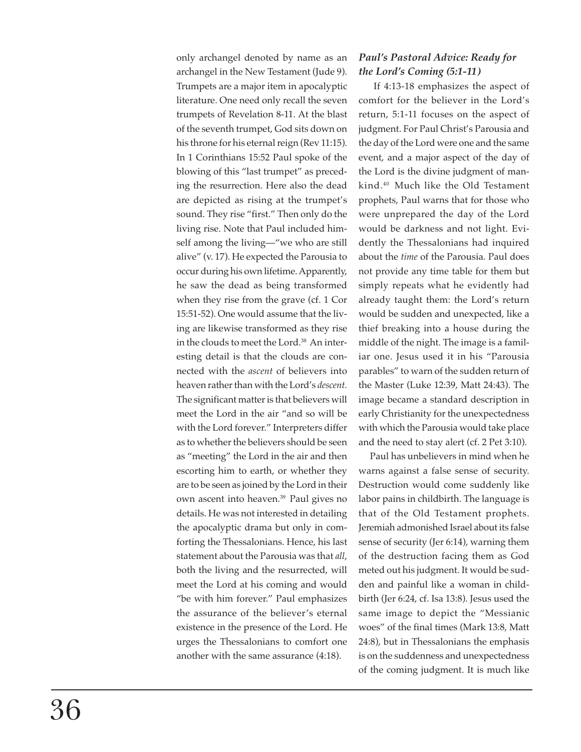only archangel denoted by name as an archangel in the New Testament (Jude 9). Trumpets are a major item in apocalyptic literature. One need only recall the seven trumpets of Revelation 8-11. At the blast of the seventh trumpet, God sits down on his throne for his eternal reign (Rev 11:15). In 1 Corinthians 15:52 Paul spoke of the blowing of this "last trumpet" as preceding the resurrection. Here also the dead are depicted as rising at the trumpet's sound. They rise "first." Then only do the living rise. Note that Paul included himself among the living—"we who are still alive" (v. 17). He expected the Parousia to occur during his own lifetime. Apparently, he saw the dead as being transformed when they rise from the grave (cf. 1 Cor 15:51-52). One would assume that the living are likewise transformed as they rise in the clouds to meet the Lord.[38] An interesting detail is that the clouds are connected with the *ascent* of believers into heaven rather than with the Lord's *descent*. The significant matter is that believers will meet the Lord in the air "and so will be with the Lord forever." Interpreters differ as to whether the believers should be seen as "meeting" the Lord in the air and then escorting him to earth, or whether they are to be seen as joined by the Lord in their own ascent into heaven.[39] Paul gives no details. He was not interested in detailing the apocalyptic drama but only in comforting the Thessalonians. Hence, his last statement about the Parousia was that *all*, both the living and the resurrected, will meet the Lord at his coming and would "be with him forever." Paul emphasizes the assurance of the believer's eternal existence in the presence of the Lord. He urges the Thessalonians to comfort one another with the same assurance (4:18).

### *Paul's Pastoral Advice: Ready for the Lord's Coming (5:1-11)*

If 4:13-18 emphasizes the aspect of comfort for the believer in the Lord's return, 5:1-11 focuses on the aspect of judgment. For Paul Christ's Parousia and the day of the Lord were one and the same event, and a major aspect of the day of the Lord is the divine judgment of mankind.[40] Much like the Old Testament prophets, Paul warns that for those who were unprepared the day of the Lord would be darkness and not light. Evidently the Thessalonians had inquired about the *time* of the Parousia. Paul does not provide any time table for them but simply repeats what he evidently had already taught them: the Lord's return would be sudden and unexpected, like a thief breaking into a house during the middle of the night. The image is a familiar one. Jesus used it in his "Parousia parables" to warn of the sudden return of the Master (Luke 12:39, Matt 24:43). The image became a standard description in early Christianity for the unexpectedness with which the Parousia would take place and the need to stay alert (cf. 2 Pet 3:10).

Paul has unbelievers in mind when he warns against a false sense of security. Destruction would come suddenly like labor pains in childbirth. The language is that of the Old Testament prophets. Jeremiah admonished Israel about its false sense of security (Jer 6:14), warning them of the destruction facing them as God meted out his judgment. It would be sudden and painful like a woman in childbirth (Jer 6:24, cf. Isa 13:8). Jesus used the same image to depict the "Messianic woes" of the final times (Mark 13:8, Matt 24:8), but in Thessalonians the emphasis is on the suddenness and unexpectedness of the coming judgment. It is much like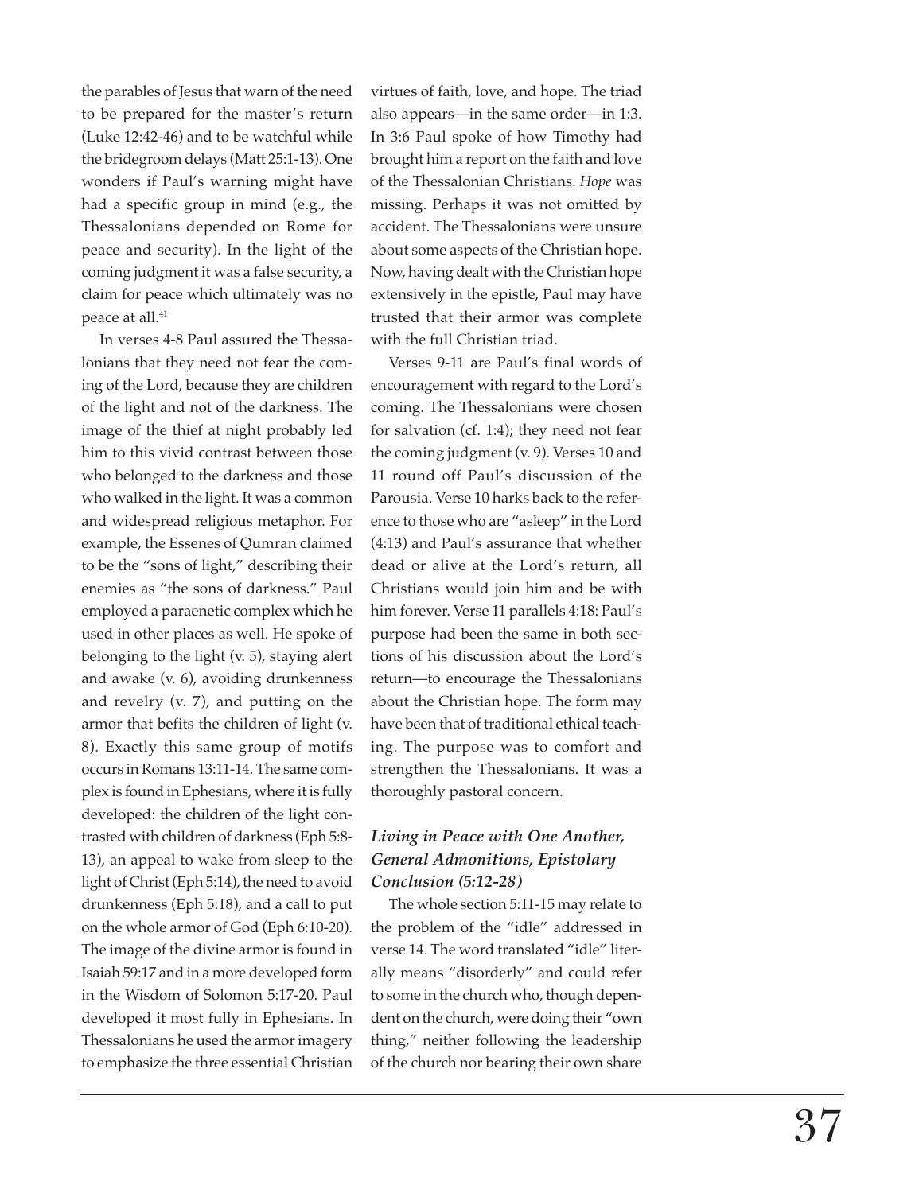the parables of Jesus that warn of the need to be prepared for the master's return (Luke 12:42-46) and to be watchful while the bridegroom delays (Matt 25:1-13). One wonders if Paul's warning might have had a specific group in mind (e.g., the Thessalonians depended on Rome for peace and security). In the light of the coming judgment it was a false security, a claim for peace which ultimately was no peace at all.[41]

In verses 4-8 Paul assured the Thessalonians that they need not fear the coming of the Lord, because they are children of the light and not of the darkness. The image of the thief at night probably led him to this vivid contrast between those who belonged to the darkness and those who walked in the light. It was a common and widespread religious metaphor. For example, the Essenes of Qumran claimed to be the "sons of light," describing their enemies as "the sons of darkness." Paul employed a paraenetic complex which he used in other places as well. He spoke of belonging to the light (v. 5), staying alert and awake (v. 6), avoiding drunkenness and revelry (v. 7), and putting on the armor that befits the children of light (v. 8). Exactly this same group of motifs occurs in Romans 13:11-14. The same complex is found in Ephesians, where it is fully developed: the children of the light contrasted with children of darkness (Eph 5:8-13), an appeal to wake from sleep to the light of Christ (Eph 5:14), the need to avoid drunkenness (Eph 5:18), and a call to put on the whole armor of God (Eph 6:10-20). The image of the divine armor is found in Isaiah 59:17 and in a more developed form in the Wisdom of Solomon 5:17-20. Paul developed it most fully in Ephesians. In Thessalonians he used the armor imagery to emphasize the three essential Christian virtues of faith, love, and hope. The triad also appears—in the same order—in 1:3. In 3:6 Paul spoke of how Timothy had brought him a report on the faith and love of the Thessalonian Christians. *Hope* was missing. Perhaps it was not omitted by accident. The Thessalonians were unsure about some aspects of the Christian hope. Now, having dealt with the Christian hope extensively in the epistle, Paul may have trusted that their armor was complete with the full Christian triad.

Verses 9-11 are Paul's final words of encouragement with regard to the Lord's coming. The Thessalonians were chosen for salvation (cf. 1:4); they need not fear the coming judgment (v. 9). Verses 10 and 11 round off Paul's discussion of the Parousia. Verse 10 harks back to the reference to those who are "asleep" in the Lord (4:13) and Paul's assurance that whether dead or alive at the Lord's return, all Christians would join him and be with him forever. Verse 11 parallels 4:18: Paul's purpose had been the same in both sections of his discussion about the Lord's return—to encourage the Thessalonians about the Christian hope. The form may have been that of traditional ethical teaching. The purpose was to comfort and strengthen the Thessalonians. It was a thoroughly pastoral concern.

### *Living in Peace with One Another, General Admonitions, Epistolary Conclusion (5:12-28)*

The whole section 5:11-15 may relate to the problem of the "idle" addressed in verse 14. The word translated "idle" literally means "disorderly" and could refer to some in the church who, though dependent on the church, were doing their "own thing," neither following the leadership of the church nor bearing their own share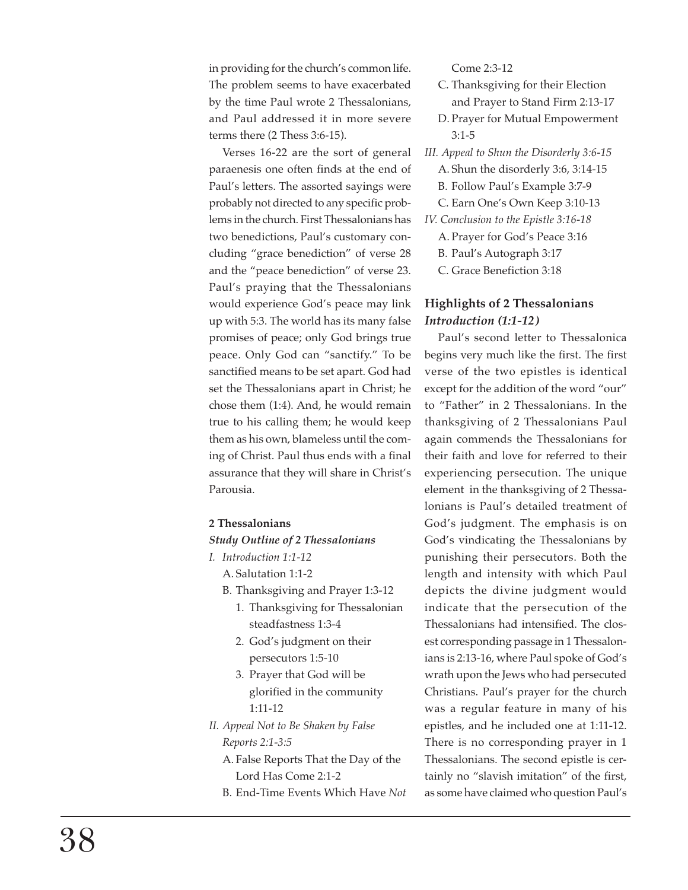in providing for the church's common life. The problem seems to have exacerbated by the time Paul wrote 2 Thessalonians, and Paul addressed it in more severe terms there (2 Thess 3:6-15).

Verses 16-22 are the sort of general paraenesis one often finds at the end of Paul's letters. The assorted sayings were probably not directed to any specific problems in the church. First Thessalonians has two benedictions, Paul's customary concluding "grace benediction" of verse 28 and the "peace benediction" of verse 23. Paul's praying that the Thessalonians would experience God's peace may link up with 5:3. The world has its many false promises of peace; only God brings true peace. Only God can "sanctify." To be sanctified means to be set apart. God had set the Thessalonians apart in Christ; he chose them (1:4). And, he would remain true to his calling them; he would keep them as his own, blameless until the coming of Christ. Paul thus ends with a final assurance that they will share in Christ's Parousia.

**2 Thessalonians**

***Study Outline of 2 Thessalonians***

*I. Introduction 1:1-12*
- A. Salutation 1:1-2
- B. Thanksgiving and Prayer 1:3-12
  1. Thanksgiving for Thessalonian steadfastness 1:3-4
  2. God's judgment on their persecutors 1:5-10
  3. Prayer that God will be glorified in the community 1:11-12

*II. Appeal Not to Be Shaken by False Reports 2:1-3:5*
- A. False Reports That the Day of the Lord Has Come 2:1-2
- B. End-Time Events Which Have *Not* Come 2:3-12
- C. Thanksgiving for their Election and Prayer to Stand Firm 2:13-17
- D. Prayer for Mutual Empowerment 3:1-5

*III. Appeal to Shun the Disorderly 3:6-15*
- A. Shun the disorderly 3:6, 3:14-15
- B. Follow Paul's Example 3:7-9
- C. Earn One's Own Keep 3:10-13

*IV. Conclusion to the Epistle 3:16-18*
- A. Prayer for God's Peace 3:16
- B. Paul's Autograph 3:17
- C. Grace Benefiction 3:18

### Highlights of 2 Thessalonians

***Introduction (1:1-12)***

Paul's second letter to Thessalonica begins very much like the first. The first verse of the two epistles is identical except for the addition of the word "our" to "Father" in 2 Thessalonians. In the thanksgiving of 2 Thessalonians Paul again commends the Thessalonians for their faith and love for referred to their experiencing persecution. The unique element in the thanksgiving of 2 Thessalonians is Paul's detailed treatment of God's judgment. The emphasis is on God's vindicating the Thessalonians by punishing their persecutors. Both the length and intensity with which Paul depicts the divine judgment would indicate that the persecution of the Thessalonians had intensified. The closest corresponding passage in 1 Thessalonians is 2:13-16, where Paul spoke of God's wrath upon the Jews who had persecuted Christians. Paul's prayer for the church was a regular feature in many of his epistles, and he included one at 1:11-12. There is no corresponding prayer in 1 Thessalonians. The second epistle is certainly no "slavish imitation" of the first, as some have claimed who question Paul's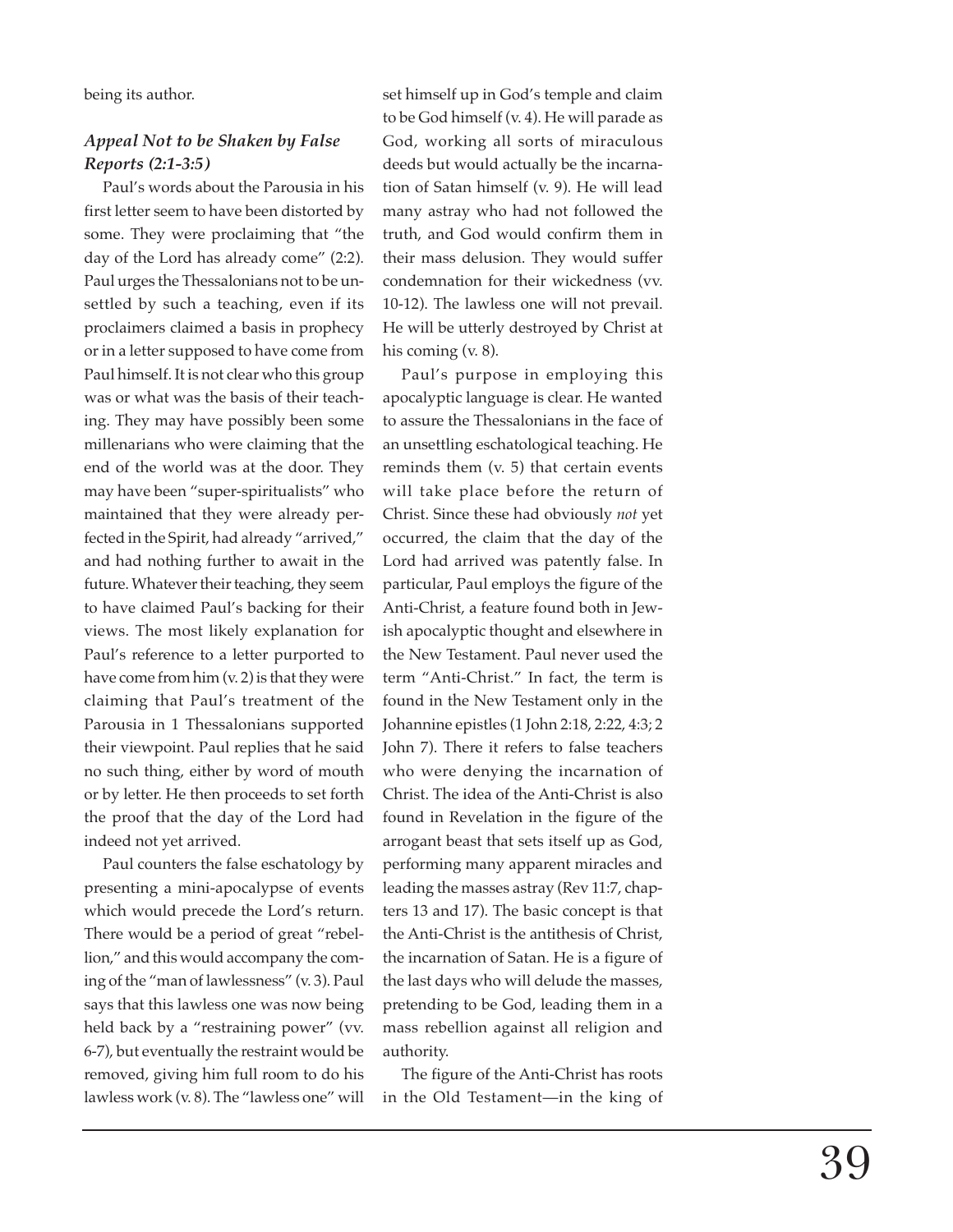being its author.

### *Appeal Not to be Shaken by False Reports (2:1-3:5)*

Paul's words about the Parousia in his first letter seem to have been distorted by some. They were proclaiming that "the day of the Lord has already come" (2:2). Paul urges the Thessalonians not to be unsettled by such a teaching, even if its proclaimers claimed a basis in prophecy or in a letter supposed to have come from Paul himself. It is not clear who this group was or what was the basis of their teaching. They may have possibly been some millenarians who were claiming that the end of the world was at the door. They may have been "super-spiritualists" who maintained that they were already perfected in the Spirit, had already "arrived," and had nothing further to await in the future. Whatever their teaching, they seem to have claimed Paul's backing for their views. The most likely explanation for Paul's reference to a letter purported to have come from him (v. 2) is that they were claiming that Paul's treatment of the Parousia in 1 Thessalonians supported their viewpoint. Paul replies that he said no such thing, either by word of mouth or by letter. He then proceeds to set forth the proof that the day of the Lord had indeed not yet arrived.

Paul counters the false eschatology by presenting a mini-apocalypse of events which would precede the Lord's return. There would be a period of great "rebellion," and this would accompany the coming of the "man of lawlessness" (v. 3). Paul says that this lawless one was now being held back by a "restraining power" (vv. 6-7), but eventually the restraint would be removed, giving him full room to do his lawless work (v. 8). The "lawless one" will set himself up in God's temple and claim to be God himself (v. 4). He will parade as God, working all sorts of miraculous deeds but would actually be the incarnation of Satan himself (v. 9). He will lead many astray who had not followed the truth, and God would confirm them in their mass delusion. They would suffer condemnation for their wickedness (vv. 10-12). The lawless one will not prevail. He will be utterly destroyed by Christ at his coming (v. 8).

Paul's purpose in employing this apocalyptic language is clear. He wanted to assure the Thessalonians in the face of an unsettling eschatological teaching. He reminds them (v. 5) that certain events will take place before the return of Christ. Since these had obviously *not* yet occurred, the claim that the day of the Lord had arrived was patently false. In particular, Paul employs the figure of the Anti-Christ, a feature found both in Jewish apocalyptic thought and elsewhere in the New Testament. Paul never used the term "Anti-Christ." In fact, the term is found in the New Testament only in the Johannine epistles (1 John 2:18, 2:22, 4:3; 2 John 7). There it refers to false teachers who were denying the incarnation of Christ. The idea of the Anti-Christ is also found in Revelation in the figure of the arrogant beast that sets itself up as God, performing many apparent miracles and leading the masses astray (Rev 11:7, chapters 13 and 17). The basic concept is that the Anti-Christ is the antithesis of Christ, the incarnation of Satan. He is a figure of the last days who will delude the masses, pretending to be God, leading them in a mass rebellion against all religion and authority.

The figure of the Anti-Christ has roots in the Old Testament—in the king of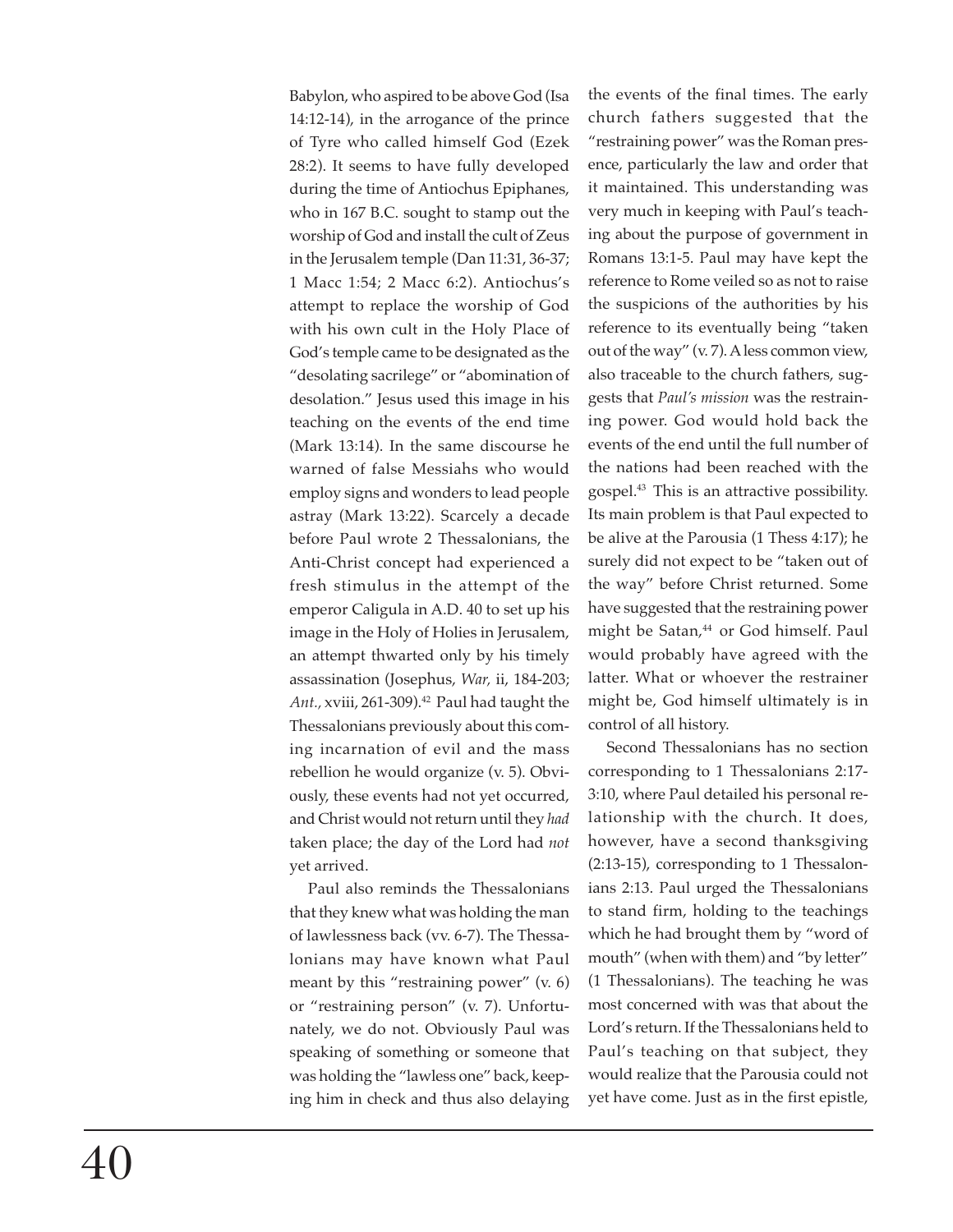Babylon, who aspired to be above God (Isa 14:12-14), in the arrogance of the prince of Tyre who called himself God (Ezek 28:2). It seems to have fully developed during the time of Antiochus Epiphanes, who in 167 B.C. sought to stamp out the worship of God and install the cult of Zeus in the Jerusalem temple (Dan 11:31, 36-37; 1 Macc 1:54; 2 Macc 6:2). Antiochus's attempt to replace the worship of God with his own cult in the Holy Place of God's temple came to be designated as the "desolating sacrilege" or "abomination of desolation." Jesus used this image in his teaching on the events of the end time (Mark 13:14). In the same discourse he warned of false Messiahs who would employ signs and wonders to lead people astray (Mark 13:22). Scarcely a decade before Paul wrote 2 Thessalonians, the Anti-Christ concept had experienced a fresh stimulus in the attempt of the emperor Caligula in A.D. 40 to set up his image in the Holy of Holies in Jerusalem, an attempt thwarted only by his timely assassination (Josephus, *War,* ii, 184-203; *Ant.*, xviii, 261-309).[42] Paul had taught the Thessalonians previously about this coming incarnation of evil and the mass rebellion he would organize (v. 5). Obviously, these events had not yet occurred, and Christ would not return until they *had* taken place; the day of the Lord had *not* yet arrived.

Paul also reminds the Thessalonians that they knew what was holding the man of lawlessness back (vv. 6-7). The Thessalonians may have known what Paul meant by this "restraining power" (v. 6) or "restraining person" (v. 7). Unfortunately, we do not. Obviously Paul was speaking of something or someone that was holding the "lawless one" back, keeping him in check and thus also delaying the events of the final times. The early church fathers suggested that the "restraining power" was the Roman presence, particularly the law and order that it maintained. This understanding was very much in keeping with Paul's teaching about the purpose of government in Romans 13:1-5. Paul may have kept the reference to Rome veiled so as not to raise the suspicions of the authorities by his reference to its eventually being "taken out of the way" (v. 7). A less common view, also traceable to the church fathers, suggests that *Paul's mission* was the restraining power. God would hold back the events of the end until the full number of the nations had been reached with the gospel.[43] This is an attractive possibility. Its main problem is that Paul expected to be alive at the Parousia (1 Thess 4:17); he surely did not expect to be "taken out of the way" before Christ returned. Some have suggested that the restraining power might be Satan,[44] or God himself. Paul would probably have agreed with the latter. What or whoever the restrainer might be, God himself ultimately is in control of all history.

Second Thessalonians has no section corresponding to 1 Thessalonians 2:17-3:10, where Paul detailed his personal relationship with the church. It does, however, have a second thanksgiving (2:13-15), corresponding to 1 Thessalonians 2:13. Paul urged the Thessalonians to stand firm, holding to the teachings which he had brought them by "word of mouth" (when with them) and "by letter" (1 Thessalonians). The teaching he was most concerned with was that about the Lord's return. If the Thessalonians held to Paul's teaching on that subject, they would realize that the Parousia could not yet have come. Just as in the first epistle,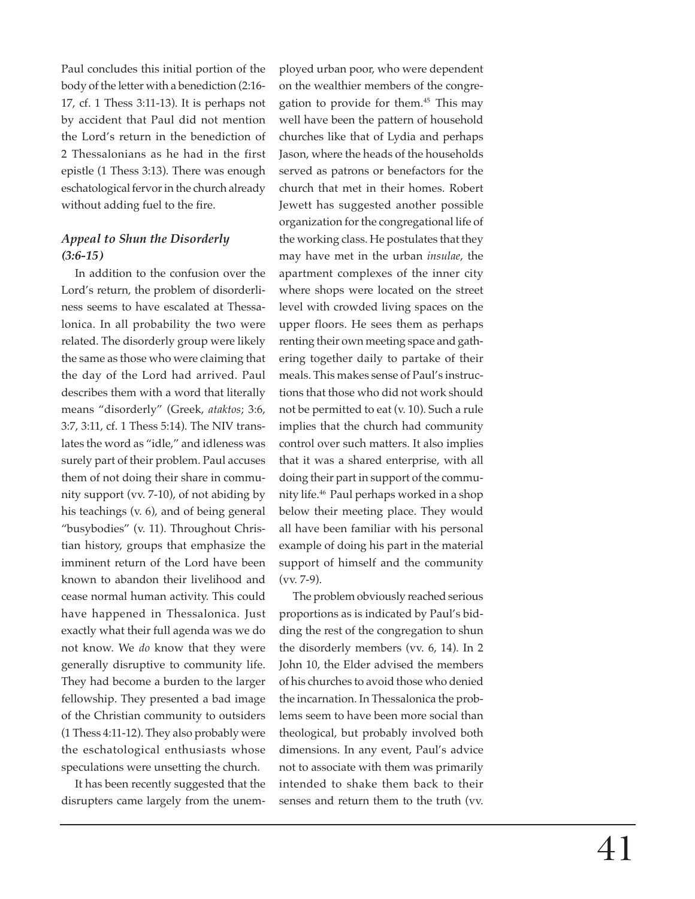Paul concludes this initial portion of the body of the letter with a benediction (2:16-17, cf. 1 Thess 3:11-13). It is perhaps not by accident that Paul did not mention the Lord's return in the benediction of 2 Thessalonians as he had in the first epistle (1 Thess 3:13). There was enough eschatological fervor in the church already without adding fuel to the fire.

### *Appeal to Shun the Disorderly (3:6-15)*

In addition to the confusion over the Lord's return, the problem of disorderliness seems to have escalated at Thessalonica. In all probability the two were related. The disorderly group were likely the same as those who were claiming that the day of the Lord had arrived. Paul describes them with a word that literally means "disorderly" (Greek, *ataktos*; 3:6, 3:7, 3:11, cf. 1 Thess 5:14). The NIV translates the word as "idle," and idleness was surely part of their problem. Paul accuses them of not doing their share in community support (vv. 7-10), of not abiding by his teachings (v. 6), and of being general "busybodies" (v. 11). Throughout Christian history, groups that emphasize the imminent return of the Lord have been known to abandon their livelihood and cease normal human activity. This could have happened in Thessalonica. Just exactly what their full agenda was we do not know. We *do* know that they were generally disruptive to community life. They had become a burden to the larger fellowship. They presented a bad image of the Christian community to outsiders (1 Thess 4:11-12). They also probably were the eschatological enthusiasts whose speculations were unsetting the church.

It has been recently suggested that the disrupters came largely from the unemployed urban poor, who were dependent on the wealthier members of the congregation to provide for them.[45] This may well have been the pattern of household churches like that of Lydia and perhaps Jason, where the heads of the households served as patrons or benefactors for the church that met in their homes. Robert Jewett has suggested another possible organization for the congregational life of the working class. He postulates that they may have met in the urban *insulae*, the apartment complexes of the inner city where shops were located on the street level with crowded living spaces on the upper floors. He sees them as perhaps renting their own meeting space and gathering together daily to partake of their meals. This makes sense of Paul's instructions that those who did not work should not be permitted to eat (v. 10). Such a rule implies that the church had community control over such matters. It also implies that it was a shared enterprise, with all doing their part in support of the community life.[46] Paul perhaps worked in a shop below their meeting place. They would all have been familiar with his personal example of doing his part in the material support of himself and the community (vv. 7-9).

The problem obviously reached serious proportions as is indicated by Paul's bidding the rest of the congregation to shun the disorderly members (vv. 6, 14). In 2 John 10, the Elder advised the members of his churches to avoid those who denied the incarnation. In Thessalonica the problems seem to have been more social than theological, but probably involved both dimensions. In any event, Paul's advice not to associate with them was primarily intended to shake them back to their senses and return them to the truth (vv.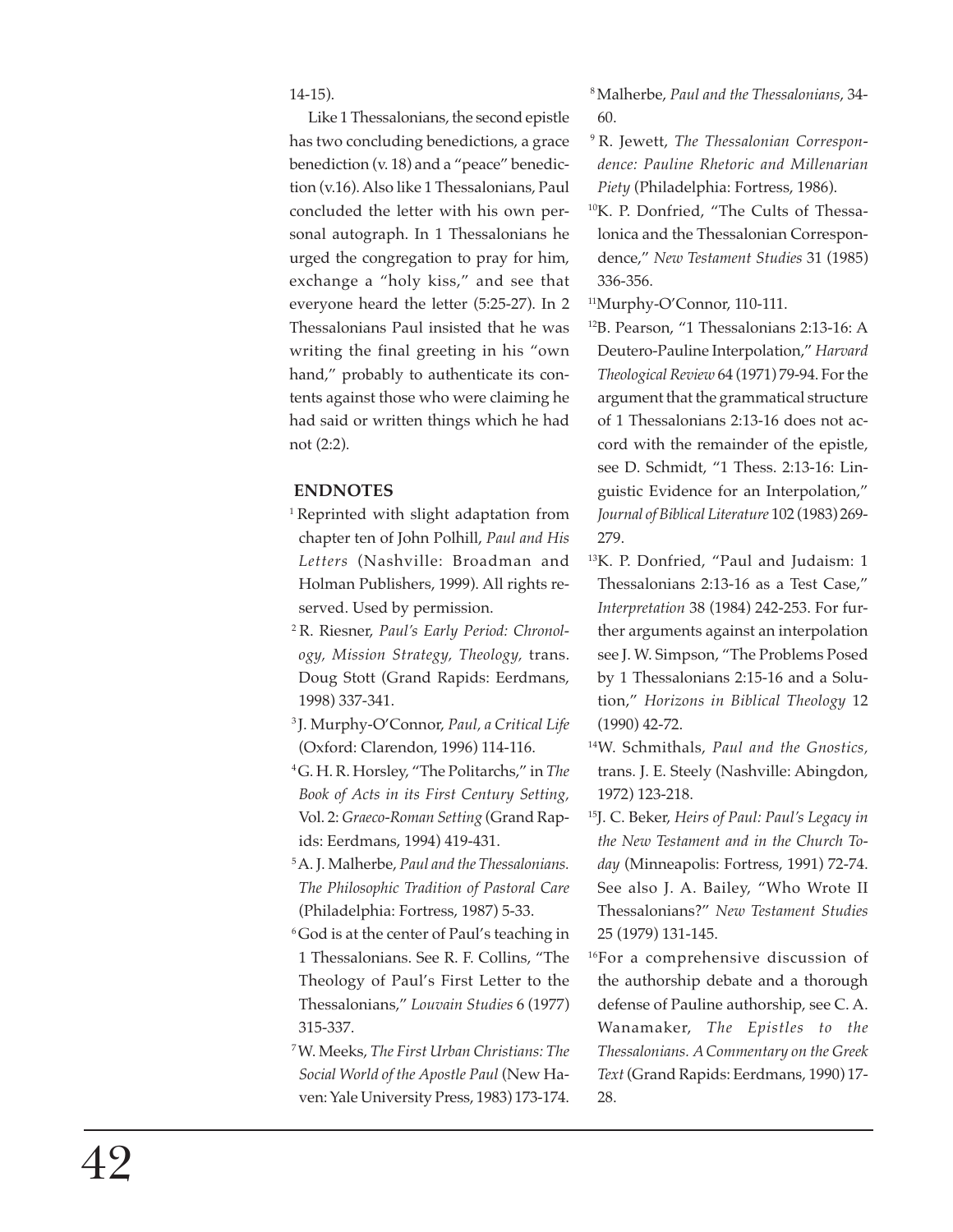14-15).

Like 1 Thessalonians, the second epistle has two concluding benedictions, a grace benediction (v. 18) and a "peace" benediction (v.16). Also like 1 Thessalonians, Paul concluded the letter with his own personal autograph. In 1 Thessalonians he urged the congregation to pray for him, exchange a "holy kiss," and see that everyone heard the letter (5:25-27). In 2 Thessalonians Paul insisted that he was writing the final greeting in his "own hand," probably to authenticate its contents against those who were claiming he had said or written things which he had not (2:2).

## ENDNOTES

[1] Reprinted with slight adaptation from chapter ten of John Polhill, *Paul and His Letters* (Nashville: Broadman and Holman Publishers, 1999). All rights reserved. Used by permission.

[2] R. Riesner, *Paul's Early Period: Chronology, Mission Strategy, Theology,* trans. Doug Stott (Grand Rapids: Eerdmans, 1998) 337-341.

[3] J. Murphy-O'Connor, *Paul, a Critical Life* (Oxford: Clarendon, 1996) 114-116.

[4] G. H. R. Horsley, "The Politarchs," in *The Book of Acts in its First Century Setting,* Vol. 2: *Graeco-Roman Setting* (Grand Rapids: Eerdmans, 1994) 419-431.

[5] A. J. Malherbe, *Paul and the Thessalonians. The Philosophic Tradition of Pastoral Care* (Philadelphia: Fortress, 1987) 5-33.

[6] God is at the center of Paul's teaching in 1 Thessalonians. See R. F. Collins, "The Theology of Paul's First Letter to the Thessalonians," *Louvain Studies* 6 (1977) 315-337.

[7] W. Meeks, *The First Urban Christians: The Social World of the Apostle Paul* (New Haven: Yale University Press, 1983) 173-174.

[8] Malherbe, *Paul and the Thessalonians*, 34-60.

[9] R. Jewett, *The Thessalonian Correspondence: Pauline Rhetoric and Millenarian Piety* (Philadelphia: Fortress, 1986).

[10] K. P. Donfried, "The Cults of Thessalonica and the Thessalonian Correspondence," *New Testament Studies* 31 (1985) 336-356.

[11] Murphy-O'Connor, 110-111.

[12] B. Pearson, "1 Thessalonians 2:13-16: A Deutero-Pauline Interpolation," *Harvard Theological Review* 64 (1971) 79-94. For the argument that the grammatical structure of 1 Thessalonians 2:13-16 does not accord with the remainder of the epistle, see D. Schmidt, "1 Thess. 2:13-16: Linguistic Evidence for an Interpolation," *Journal of Biblical Literature* 102 (1983) 269-279.

[13] K. P. Donfried, "Paul and Judaism: 1 Thessalonians 2:13-16 as a Test Case," *Interpretation* 38 (1984) 242-253. For further arguments against an interpolation see J. W. Simpson, "The Problems Posed by 1 Thessalonians 2:15-16 and a Solution," *Horizons in Biblical Theology* 12 (1990) 42-72.

[14] W. Schmithals, *Paul and the Gnostics,* trans. J. E. Steely (Nashville: Abingdon, 1972) 123-218.

[15] J. C. Beker, *Heirs of Paul: Paul's Legacy in the New Testament and in the Church Today* (Minneapolis: Fortress, 1991) 72-74. See also J. A. Bailey, "Who Wrote II Thessalonians?" *New Testament Studies* 25 (1979) 131-145.

[16] For a comprehensive discussion of the authorship debate and a thorough defense of Pauline authorship, see C. A. Wanamaker, *The Epistles to the Thessalonians. A Commentary on the Greek Text* (Grand Rapids: Eerdmans, 1990) 17-28.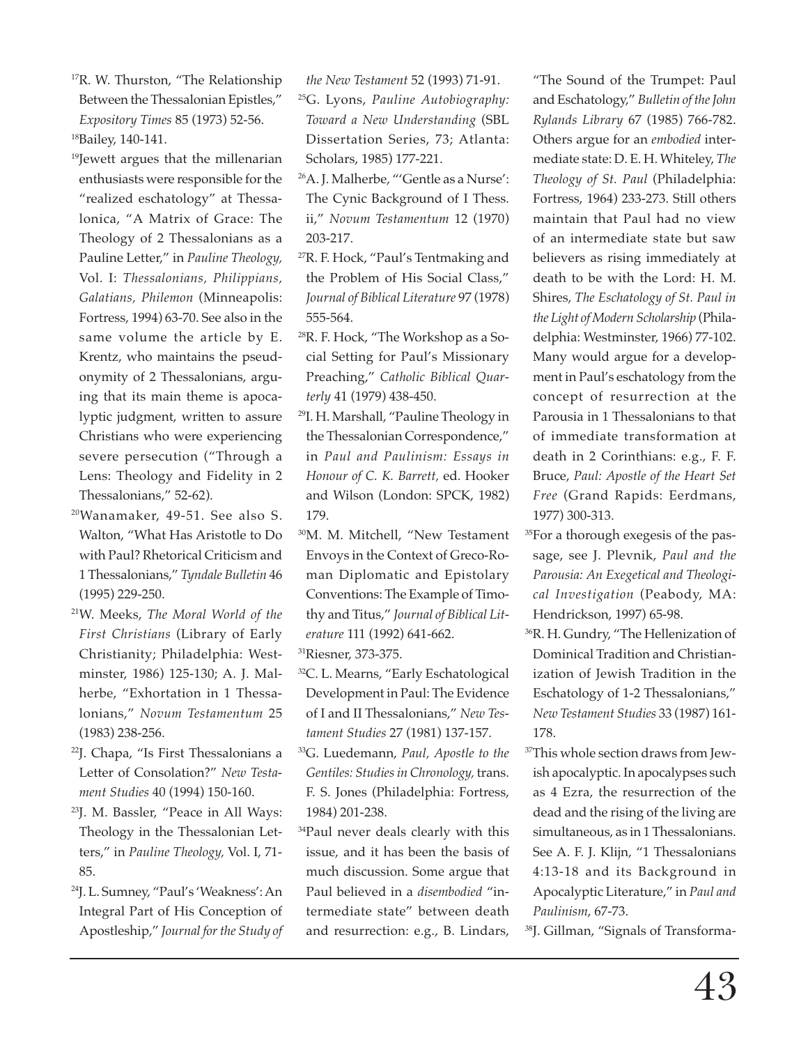[17]R. W. Thurston, "The Relationship Between the Thessalonian Epistles," *Expository Times* 85 (1973) 52-56.

[18]Bailey, 140-141.

[19]Jewett argues that the millenarian enthusiasts were responsible for the "realized eschatology" at Thessalonica, "A Matrix of Grace: The Theology of 2 Thessalonians as a Pauline Letter," in *Pauline Theology,* Vol. I: *Thessalonians, Philippians, Galatians, Philemon* (Minneapolis: Fortress, 1994) 63-70. See also in the same volume the article by E. Krentz, who maintains the pseudonymity of 2 Thessalonians, arguing that its main theme is apocalyptic judgment, written to assure Christians who were experiencing severe persecution ("Through a Lens: Theology and Fidelity in 2 Thessalonians," 52-62).

[20]Wanamaker, 49-51. See also S. Walton, "What Has Aristotle to Do with Paul? Rhetorical Criticism and 1 Thessalonians," *Tyndale Bulletin* 46 (1995) 229-250.

[21]W. Meeks, *The Moral World of the First Christians* (Library of Early Christianity; Philadelphia: Westminster, 1986) 125-130; A. J. Malherbe, "Exhortation in 1 Thessalonians," *Novum Testamentum* 25 (1983) 238-256.

[22]J. Chapa, "Is First Thessalonians a Letter of Consolation?" *New Testament Studies* 40 (1994) 150-160.

[23]J. M. Bassler, "Peace in All Ways: Theology in the Thessalonian Letters," in *Pauline Theology,* Vol. I, 71-85.

[24]J. L. Sumney, "Paul's 'Weakness': An Integral Part of His Conception of Apostleship," *Journal for the Study of the New Testament* 52 (1993) 71-91.

[25]G. Lyons, *Pauline Autobiography: Toward a New Understanding* (SBL Dissertation Series, 73; Atlanta: Scholars, 1985) 177-221.

[26]A. J. Malherbe, "'Gentle as a Nurse': The Cynic Background of I Thess. ii," *Novum Testamentum* 12 (1970) 203-217.

[27]R. F. Hock, "Paul's Tentmaking and the Problem of His Social Class," *Journal of Biblical Literature* 97 (1978) 555-564.

[28]R. F. Hock, "The Workshop as a Social Setting for Paul's Missionary Preaching," *Catholic Biblical Quarterly* 41 (1979) 438-450.

[29]I. H. Marshall, "Pauline Theology in the Thessalonian Correspondence," in *Paul and Paulinism: Essays in Honour of C. K. Barrett,* ed. Hooker and Wilson (London: SPCK, 1982) 179.

[30]M. M. Mitchell, "New Testament Envoys in the Context of Greco-Roman Diplomatic and Epistolary Conventions: The Example of Timothy and Titus," *Journal of Biblical Literature* 111 (1992) 641-662.

[31]Riesner, 373-375.

[32]C. L. Mearns, "Early Eschatological Development in Paul: The Evidence of I and II Thessalonians," *New Testament Studies* 27 (1981) 137-157.

[33]G. Luedemann, *Paul, Apostle to the Gentiles: Studies in Chronology,* trans. F. S. Jones (Philadelphia: Fortress, 1984) 201-238.

[34]Paul never deals clearly with this issue, and it has been the basis of much discussion. Some argue that Paul believed in a *disembodied* "intermediate state" between death and resurrection: e.g., B. Lindars, "The Sound of the Trumpet: Paul and Eschatology," *Bulletin of the John Rylands Library* 67 (1985) 766-782. Others argue for an *embodied* intermediate state: D. E. H. Whiteley, *The Theology of St. Paul* (Philadelphia: Fortress, 1964) 233-273. Still others maintain that Paul had no view of an intermediate state but saw believers as rising immediately at death to be with the Lord: H. M. Shires, *The Eschatology of St. Paul in the Light of Modern Scholarship* (Philadelphia: Westminster, 1966) 77-102. Many would argue for a development in Paul's eschatology from the concept of resurrection at the Parousia in 1 Thessalonians to that of immediate transformation at death in 2 Corinthians: e.g., F. F. Bruce, *Paul: Apostle of the Heart Set Free* (Grand Rapids: Eerdmans, 1977) 300-313.

[35]For a thorough exegesis of the passage, see J. Plevnik, *Paul and the Parousia: An Exegetical and Theological Investigation* (Peabody, MA: Hendrickson, 1997) 65-98.

[36]R. H. Gundry, "The Hellenization of Dominical Tradition and Christianization of Jewish Tradition in the Eschatology of 1-2 Thessalonians," *New Testament Studies* 33 (1987) 161-178.

[37]This whole section draws from Jewish apocalyptic. In apocalypses such as 4 Ezra, the resurrection of the dead and the rising of the living are simultaneous, as in 1 Thessalonians. See A. F. J. Klijn, "1 Thessalonians 4:13-18 and its Background in Apocalyptic Literature," in *Paul and Paulinism*, 67-73.

[38]J. Gillman, "Signals of Transforma-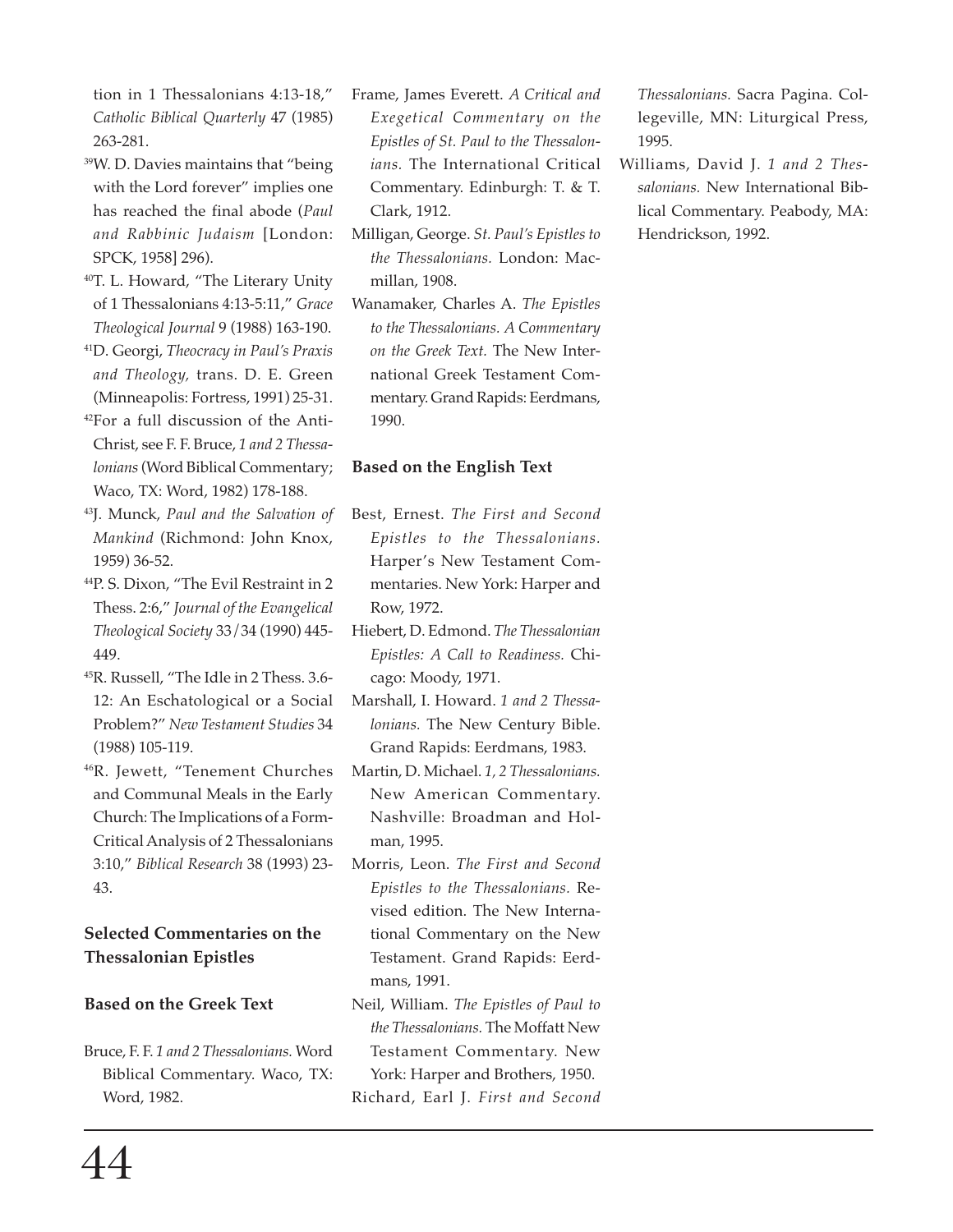tion in 1 Thessalonians 4:13-18," *Catholic Biblical Quarterly* 47 (1985) 263-281.

[39]W. D. Davies maintains that "being with the Lord forever" implies one has reached the final abode (*Paul and Rabbinic Judaism* [London: SPCK, 1958] 296).

[40]T. L. Howard, "The Literary Unity of 1 Thessalonians 4:13-5:11," *Grace Theological Journal* 9 (1988) 163-190.

[41]D. Georgi, *Theocracy in Paul's Praxis and Theology*, trans. D. E. Green (Minneapolis: Fortress, 1991) 25-31.

[42]For a full discussion of the Anti-Christ, see F. F. Bruce, *1 and 2 Thessalonians* (Word Biblical Commentary; Waco, TX: Word, 1982) 178-188.

[43]J. Munck, *Paul and the Salvation of Mankind* (Richmond: John Knox, 1959) 36-52.

[44]P. S. Dixon, "The Evil Restraint in 2 Thess. 2:6," *Journal of the Evangelical Theological Society* 33/34 (1990) 445-449.

[45]R. Russell, "The Idle in 2 Thess. 3.6-12: An Eschatological or a Social Problem?" *New Testament Studies* 34 (1988) 105-119.

[46]R. Jewett, "Tenement Churches and Communal Meals in the Early Church: The Implications of a Form-Critical Analysis of 2 Thessalonians 3:10," *Biblical Research* 38 (1993) 23-43.

## Selected Commentaries on the Thessalonian Epistles

### Based on the Greek Text

Bruce, F. F. *1 and 2 Thessalonians.* Word Biblical Commentary. Waco, TX: Word, 1982.

Frame, James Everett. *A Critical and Exegetical Commentary on the Epistles of St. Paul to the Thessalonians.* The International Critical Commentary. Edinburgh: T. & T. Clark, 1912.

Milligan, George. *St. Paul's Epistles to the Thessalonians.* London: Macmillan, 1908.

Wanamaker, Charles A. *The Epistles to the Thessalonians. A Commentary on the Greek Text.* The New International Greek Testament Commentary. Grand Rapids: Eerdmans, 1990.

### Based on the English Text

Best, Ernest. *The First and Second Epistles to the Thessalonians.* Harper's New Testament Commentaries. New York: Harper and Row, 1972.

Hiebert, D. Edmond. *The Thessalonian Epistles: A Call to Readiness.* Chicago: Moody, 1971.

Marshall, I. Howard. *1 and 2 Thessalonians.* The New Century Bible. Grand Rapids: Eerdmans, 1983.

Martin, D. Michael. *1, 2 Thessalonians.* New American Commentary. Nashville: Broadman and Holman, 1995.

Morris, Leon. *The First and Second Epistles to the Thessalonians.* Revised edition. The New International Commentary on the New Testament. Grand Rapids: Eerdmans, 1991.

Neil, William. *The Epistles of Paul to the Thessalonians.* The Moffatt New Testament Commentary. New York: Harper and Brothers, 1950.

Richard, Earl J. *First and Second Thessalonians.* Sacra Pagina. Collegeville, MN: Liturgical Press, 1995.

Williams, David J. *1 and 2 Thessalonians.* New International Biblical Commentary. Peabody, MA: Hendrickson, 1992.